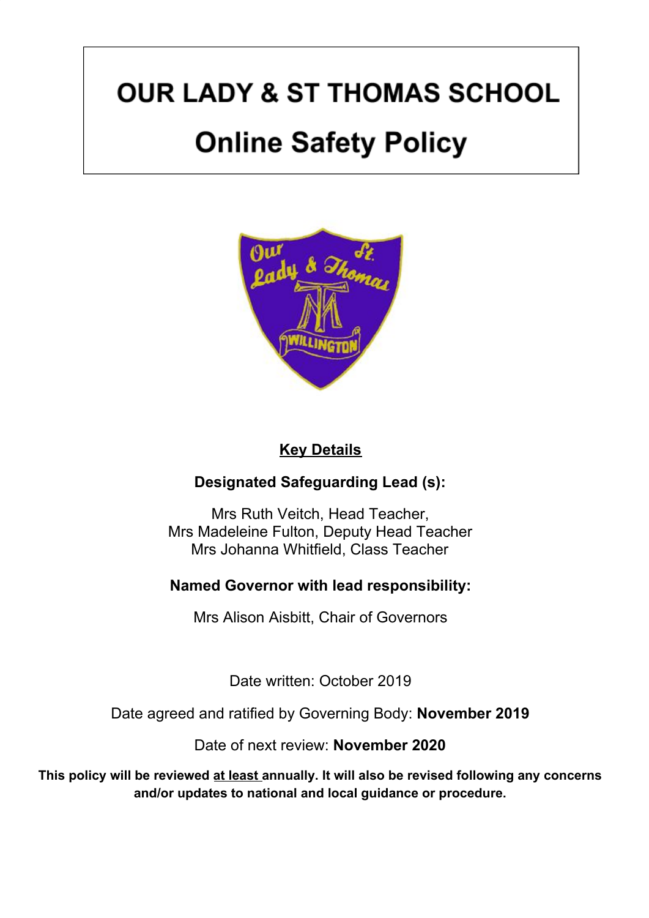# OUR LADY & ST THOMAS SCHOOL

# Online Safety Policy

**Key Details**

**Designated Safeguarding Lead (s):**

Mrs Ruth Veitch, Head Teacher,
Mrs Madeleine Fulton, Deputy Head Teacher
Mrs Johanna Whitfield, Class Teacher

**Named Governor with lead responsibility:**

Mrs Alison Aisbitt, Chair of Governors

Date written: October 2019

Date agreed and ratified by Governing Body: **November 2019**

Date of next review: **November 2020**

**This policy will be reviewed at least annually. It will also be revised following any concerns and/or updates to national and local guidance or procedure.**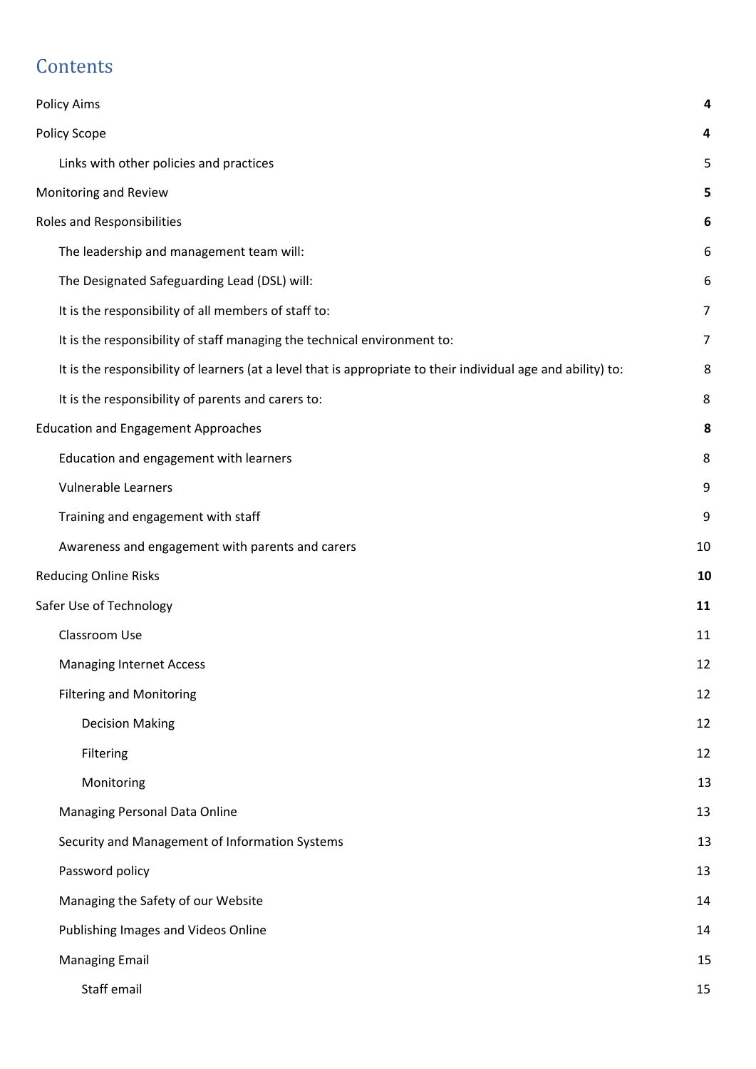# Contents

| | |
|---|---|
| **Policy Aims** | **4** |
| **Policy Scope** | **4** |
| Links with other policies and practices | 5 |
| **Monitoring and Review** | **5** |
| **Roles and Responsibilities** | **6** |
| The leadership and management team will: | 6 |
| The Designated Safeguarding Lead (DSL) will: | 6 |
| It is the responsibility of all members of staff to: | 7 |
| It is the responsibility of staff managing the technical environment to: | 7 |
| It is the responsibility of learners (at a level that is appropriate to their individual age and ability) to: | 8 |
| It is the responsibility of parents and carers to: | 8 |
| **Education and Engagement Approaches** | **8** |
| Education and engagement with learners | 8 |
| Vulnerable Learners | 9 |
| Training and engagement with staff | 9 |
| Awareness and engagement with parents and carers | 10 |
| **Reducing Online Risks** | **10** |
| **Safer Use of Technology** | **11** |
| Classroom Use | 11 |
| Managing Internet Access | 12 |
| Filtering and Monitoring | 12 |
| Decision Making | 12 |
| Filtering | 12 |
| Monitoring | 13 |
| Managing Personal Data Online | 13 |
| Security and Management of Information Systems | 13 |
| Password policy | 13 |
| Managing the Safety of our Website | 14 |
| Publishing Images and Videos Online | 14 |
| Managing Email | 15 |
| Staff email | 15 |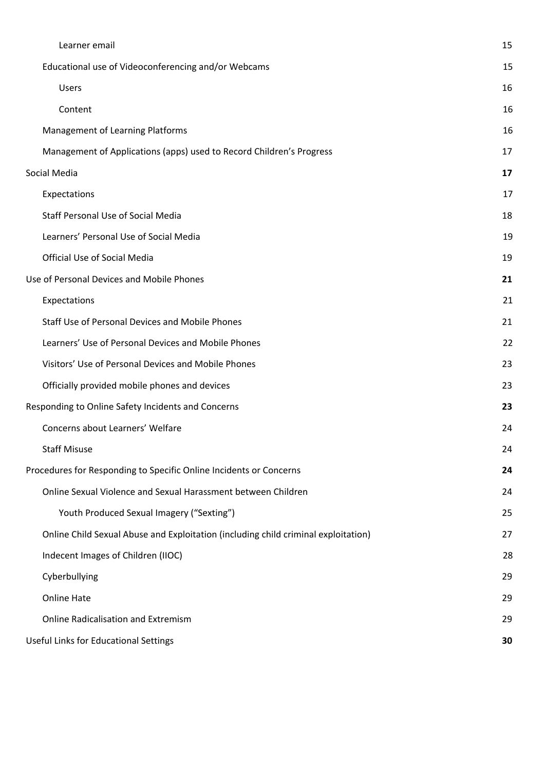| | |
|---|---|
| Learner email | 15 |
| Educational use of Videoconferencing and/or Webcams | 15 |
| Users | 16 |
| Content | 16 |
| Management of Learning Platforms | 16 |
| Management of Applications (apps) used to Record Children's Progress | 17 |
| Social Media | **17** |
| Expectations | 17 |
| Staff Personal Use of Social Media | 18 |
| Learners' Personal Use of Social Media | 19 |
| Official Use of Social Media | 19 |
| Use of Personal Devices and Mobile Phones | **21** |
| Expectations | 21 |
| Staff Use of Personal Devices and Mobile Phones | 21 |
| Learners' Use of Personal Devices and Mobile Phones | 22 |
| Visitors' Use of Personal Devices and Mobile Phones | 23 |
| Officially provided mobile phones and devices | 23 |
| Responding to Online Safety Incidents and Concerns | **23** |
| Concerns about Learners' Welfare | 24 |
| Staff Misuse | 24 |
| Procedures for Responding to Specific Online Incidents or Concerns | **24** |
| Online Sexual Violence and Sexual Harassment between Children | 24 |
| Youth Produced Sexual Imagery ("Sexting") | 25 |
| Online Child Sexual Abuse and Exploitation (including child criminal exploitation) | 27 |
| Indecent Images of Children (IIOC) | 28 |
| Cyberbullying | 29 |
| Online Hate | 29 |
| Online Radicalisation and Extremism | 29 |
| Useful Links for Educational Settings | **30** |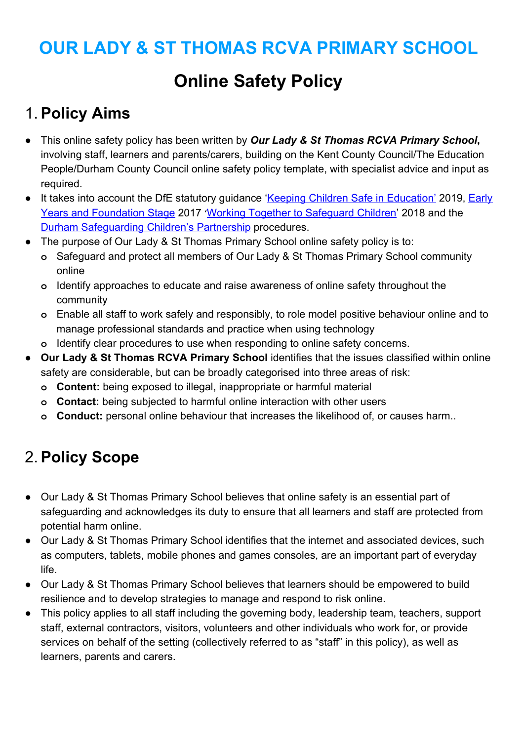# OUR LADY & ST THOMAS RCVA PRIMARY SCHOOL

# Online Safety Policy

## 1. Policy Aims

- This online safety policy has been written by ***Our Lady & St Thomas RCVA Primary School*****,** involving staff, learners and parents/carers, building on the Kent County Council/The Education People/Durham County Council online safety policy template, with specialist advice and input as required.
- It takes into account the DfE statutory guidance '[Keeping Children Safe in Education'](#) 2019, [Early Years and Foundation Stage](#) 2017 '[Working Together to Safeguard Children](#)' 2018 and the [Durham Safeguarding Children's Partnership](#) procedures.
- The purpose of Our Lady & St Thomas Primary School online safety policy is to:
  - Safeguard and protect all members of Our Lady & St Thomas Primary School community online
  - Identify approaches to educate and raise awareness of online safety throughout the community
  - Enable all staff to work safely and responsibly, to role model positive behaviour online and to manage professional standards and practice when using technology
  - Identify clear procedures to use when responding to online safety concerns.
- **Our Lady & St Thomas RCVA Primary School** identifies that the issues classified within online safety are considerable, but can be broadly categorised into three areas of risk:
  - **Content:** being exposed to illegal, inappropriate or harmful material
  - **Contact:** being subjected to harmful online interaction with other users
  - **Conduct:** personal online behaviour that increases the likelihood of, or causes harm..

## 2. Policy Scope

- Our Lady & St Thomas Primary School believes that online safety is an essential part of safeguarding and acknowledges its duty to ensure that all learners and staff are protected from potential harm online.
- Our Lady & St Thomas Primary School identifies that the internet and associated devices, such as computers, tablets, mobile phones and games consoles, are an important part of everyday life.
- Our Lady & St Thomas Primary School believes that learners should be empowered to build resilience and to develop strategies to manage and respond to risk online.
- This policy applies to all staff including the governing body, leadership team, teachers, support staff, external contractors, visitors, volunteers and other individuals who work for, or provide services on behalf of the setting (collectively referred to as "staff" in this policy), as well as learners, parents and carers.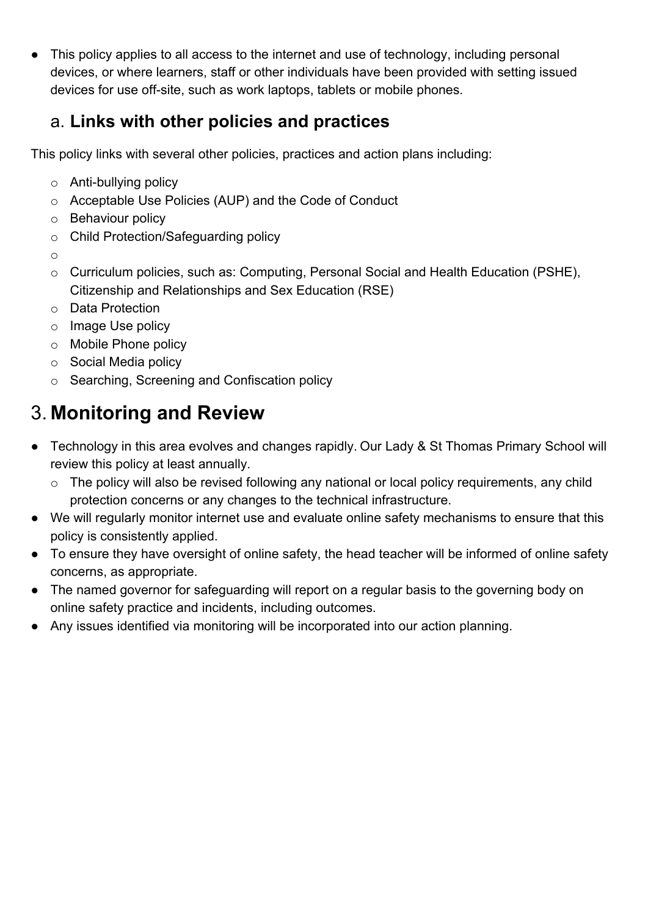- This policy applies to all access to the internet and use of technology, including personal devices, or where learners, staff or other individuals have been provided with setting issued devices for use off-site, such as work laptops, tablets or mobile phones.

## a. **Links with other policies and practices**

This policy links with several other policies, practices and action plans including:

- Anti-bullying policy
- Acceptable Use Policies (AUP) and the Code of Conduct
- Behaviour policy
- Child Protection/Safeguarding policy
- 
- Curriculum policies, such as: Computing, Personal Social and Health Education (PSHE), Citizenship and Relationships and Sex Education (RSE)
- Data Protection
- Image Use policy
- Mobile Phone policy
- Social Media policy
- Searching, Screening and Confiscation policy

# 3. **Monitoring and Review**

- Technology in this area evolves and changes rapidly. Our Lady & St Thomas Primary School will review this policy at least annually.
  - The policy will also be revised following any national or local policy requirements, any child protection concerns or any changes to the technical infrastructure.
- We will regularly monitor internet use and evaluate online safety mechanisms to ensure that this policy is consistently applied.
- To ensure they have oversight of online safety, the head teacher will be informed of online safety concerns, as appropriate.
- The named governor for safeguarding will report on a regular basis to the governing body on online safety practice and incidents, including outcomes.
- Any issues identified via monitoring will be incorporated into our action planning.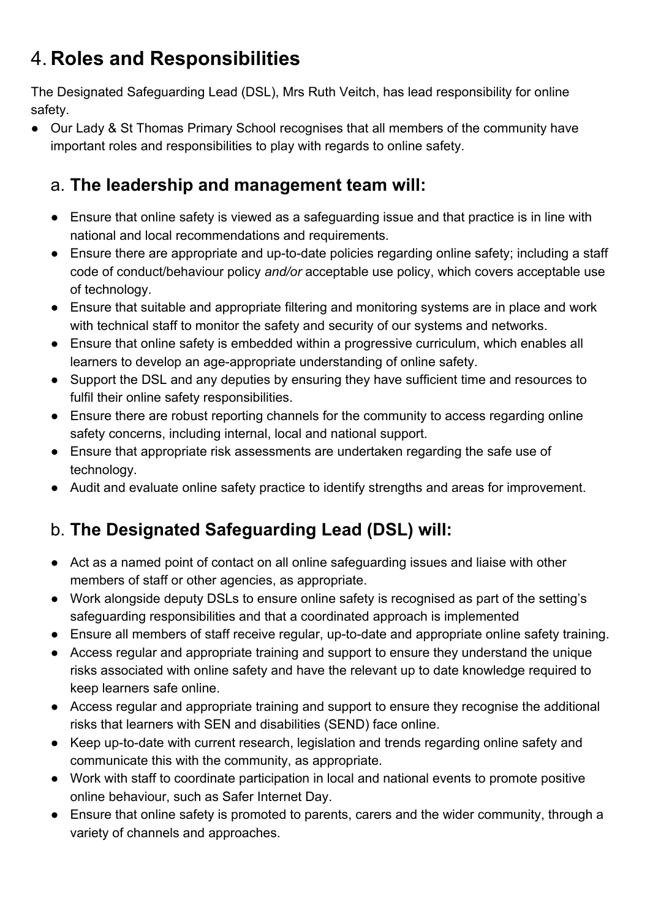# 4. **Roles and Responsibilities**

The Designated Safeguarding Lead (DSL), Mrs Ruth Veitch, has lead responsibility for online safety.

- Our Lady & St Thomas Primary School recognises that all members of the community have important roles and responsibilities to play with regards to online safety.

## a. **The leadership and management team will:**

- Ensure that online safety is viewed as a safeguarding issue and that practice is in line with national and local recommendations and requirements.
- Ensure there are appropriate and up-to-date policies regarding online safety; including a staff code of conduct/behaviour policy *and/or* acceptable use policy, which covers acceptable use of technology.
- Ensure that suitable and appropriate filtering and monitoring systems are in place and work with technical staff to monitor the safety and security of our systems and networks.
- Ensure that online safety is embedded within a progressive curriculum, which enables all learners to develop an age-appropriate understanding of online safety.
- Support the DSL and any deputies by ensuring they have sufficient time and resources to fulfil their online safety responsibilities.
- Ensure there are robust reporting channels for the community to access regarding online safety concerns, including internal, local and national support.
- Ensure that appropriate risk assessments are undertaken regarding the safe use of technology.
- Audit and evaluate online safety practice to identify strengths and areas for improvement.

## b. **The Designated Safeguarding Lead (DSL) will:**

- Act as a named point of contact on all online safeguarding issues and liaise with other members of staff or other agencies, as appropriate.
- Work alongside deputy DSLs to ensure online safety is recognised as part of the setting's safeguarding responsibilities and that a coordinated approach is implemented
- Ensure all members of staff receive regular, up-to-date and appropriate online safety training.
- Access regular and appropriate training and support to ensure they understand the unique risks associated with online safety and have the relevant up to date knowledge required to keep learners safe online.
- Access regular and appropriate training and support to ensure they recognise the additional risks that learners with SEN and disabilities (SEND) face online.
- Keep up-to-date with current research, legislation and trends regarding online safety and communicate this with the community, as appropriate.
- Work with staff to coordinate participation in local and national events to promote positive online behaviour, such as Safer Internet Day.
- Ensure that online safety is promoted to parents, carers and the wider community, through a variety of channels and approaches.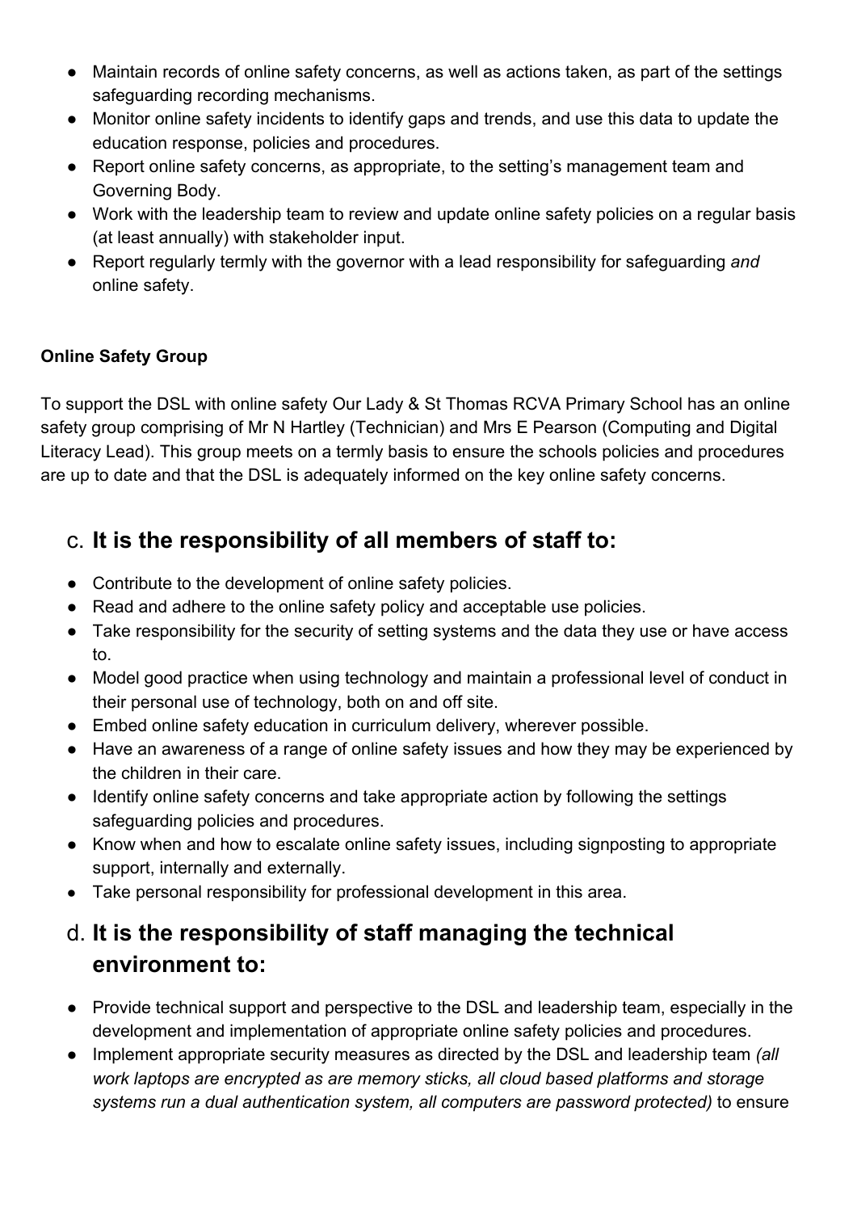- Maintain records of online safety concerns, as well as actions taken, as part of the settings safeguarding recording mechanisms.
- Monitor online safety incidents to identify gaps and trends, and use this data to update the education response, policies and procedures.
- Report online safety concerns, as appropriate, to the setting's management team and Governing Body.
- Work with the leadership team to review and update online safety policies on a regular basis (at least annually) with stakeholder input.
- Report regularly termly with the governor with a lead responsibility for safeguarding *and* online safety.

**Online Safety Group**

To support the DSL with online safety Our Lady & St Thomas RCVA Primary School has an online safety group comprising of Mr N Hartley (Technician) and Mrs E Pearson (Computing and Digital Literacy Lead). This group meets on a termly basis to ensure the schools policies and procedures are up to date and that the DSL is adequately informed on the key online safety concerns.

## c. **It is the responsibility of all members of staff to:**

- Contribute to the development of online safety policies.
- Read and adhere to the online safety policy and acceptable use policies.
- Take responsibility for the security of setting systems and the data they use or have access to.
- Model good practice when using technology and maintain a professional level of conduct in their personal use of technology, both on and off site.
- Embed online safety education in curriculum delivery, wherever possible.
- Have an awareness of a range of online safety issues and how they may be experienced by the children in their care.
- Identify online safety concerns and take appropriate action by following the settings safeguarding policies and procedures.
- Know when and how to escalate online safety issues, including signposting to appropriate support, internally and externally.
- Take personal responsibility for professional development in this area.

## d. **It is the responsibility of staff managing the technical environment to:**

- Provide technical support and perspective to the DSL and leadership team, especially in the development and implementation of appropriate online safety policies and procedures.
- Implement appropriate security measures as directed by the DSL and leadership team *(all work laptops are encrypted as are memory sticks, all cloud based platforms and storage systems run a dual authentication system, all computers are password protected)* to ensure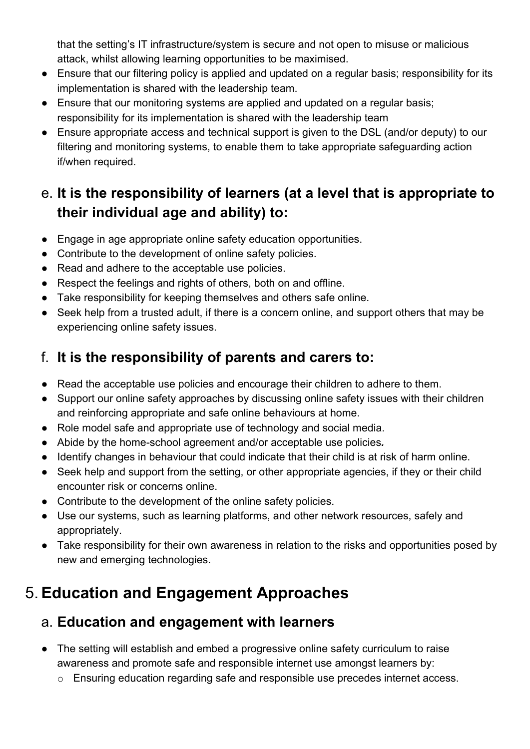that the setting's IT infrastructure/system is secure and not open to misuse or malicious attack, whilst allowing learning opportunities to be maximised.

- Ensure that our filtering policy is applied and updated on a regular basis; responsibility for its implementation is shared with the leadership team.
- Ensure that our monitoring systems are applied and updated on a regular basis; responsibility for its implementation is shared with the leadership team
- Ensure appropriate access and technical support is given to the DSL (and/or deputy) to our filtering and monitoring systems, to enable them to take appropriate safeguarding action if/when required.

### e. It is the responsibility of learners (at a level that is appropriate to their individual age and ability) to:

- Engage in age appropriate online safety education opportunities.
- Contribute to the development of online safety policies.
- Read and adhere to the acceptable use policies.
- Respect the feelings and rights of others, both on and offline.
- Take responsibility for keeping themselves and others safe online.
- Seek help from a trusted adult, if there is a concern online, and support others that may be experiencing online safety issues.

### f. It is the responsibility of parents and carers to:

- Read the acceptable use policies and encourage their children to adhere to them.
- Support our online safety approaches by discussing online safety issues with their children and reinforcing appropriate and safe online behaviours at home.
- Role model safe and appropriate use of technology and social media.
- Abide by the home-school agreement and/or acceptable use policies*.*
- Identify changes in behaviour that could indicate that their child is at risk of harm online.
- Seek help and support from the setting, or other appropriate agencies, if they or their child encounter risk or concerns online.
- Contribute to the development of the online safety policies.
- Use our systems, such as learning platforms, and other network resources, safely and appropriately.
- Take responsibility for their own awareness in relation to the risks and opportunities posed by new and emerging technologies.

## 5. Education and Engagement Approaches

### a. Education and engagement with learners

- The setting will establish and embed a progressive online safety curriculum to raise awareness and promote safe and responsible internet use amongst learners by:
  - Ensuring education regarding safe and responsible use precedes internet access.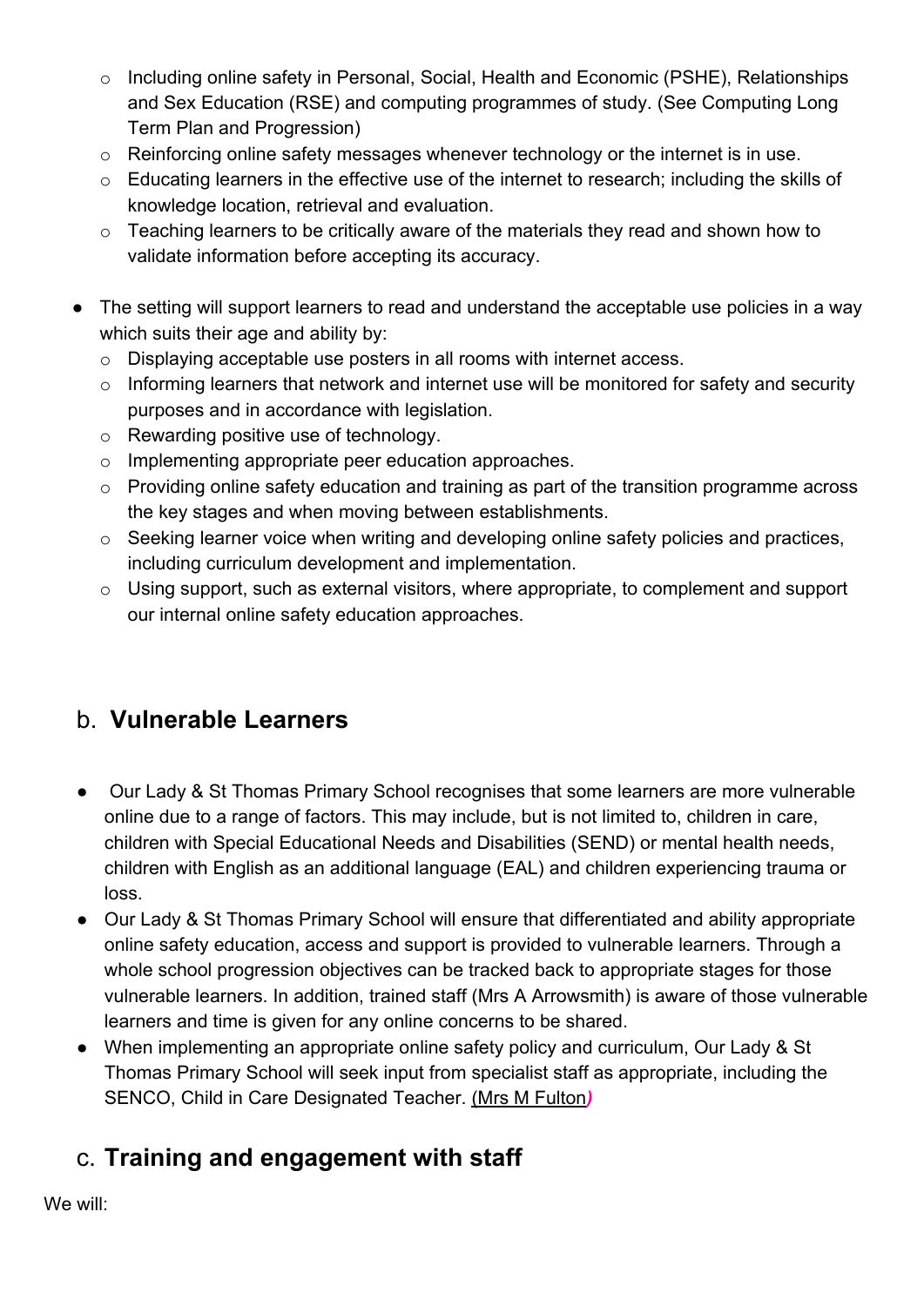- Including online safety in Personal, Social, Health and Economic (PSHE), Relationships and Sex Education (RSE) and computing programmes of study. (See Computing Long Term Plan and Progression)
  - Reinforcing online safety messages whenever technology or the internet is in use.
  - Educating learners in the effective use of the internet to research; including the skills of knowledge location, retrieval and evaluation.
  - Teaching learners to be critically aware of the materials they read and shown how to validate information before accepting its accuracy.

- The setting will support learners to read and understand the acceptable use policies in a way which suits their age and ability by:
  - Displaying acceptable use posters in all rooms with internet access.
  - Informing learners that network and internet use will be monitored for safety and security purposes and in accordance with legislation.
  - Rewarding positive use of technology.
  - Implementing appropriate peer education approaches.
  - Providing online safety education and training as part of the transition programme across the key stages and when moving between establishments.
  - Seeking learner voice when writing and developing online safety policies and practices, including curriculum development and implementation.
  - Using support, such as external visitors, where appropriate, to complement and support our internal online safety education approaches.

## b. **Vulnerable Learners**

- Our Lady & St Thomas Primary School recognises that some learners are more vulnerable online due to a range of factors. This may include, but is not limited to, children in care, children with Special Educational Needs and Disabilities (SEND) or mental health needs, children with English as an additional language (EAL) and children experiencing trauma or loss.
- Our Lady & St Thomas Primary School will ensure that differentiated and ability appropriate online safety education, access and support is provided to vulnerable learners. Through a whole school progression objectives can be tracked back to appropriate stages for those vulnerable learners. In addition, trained staff (Mrs A Arrowsmith) is aware of those vulnerable learners and time is given for any online concerns to be shared.
- When implementing an appropriate online safety policy and curriculum, Our Lady & St Thomas Primary School will seek input from specialist staff as appropriate, including the SENCO, Child in Care Designated Teacher. (Mrs M Fulton)

## c. **Training and engagement with staff**

We will: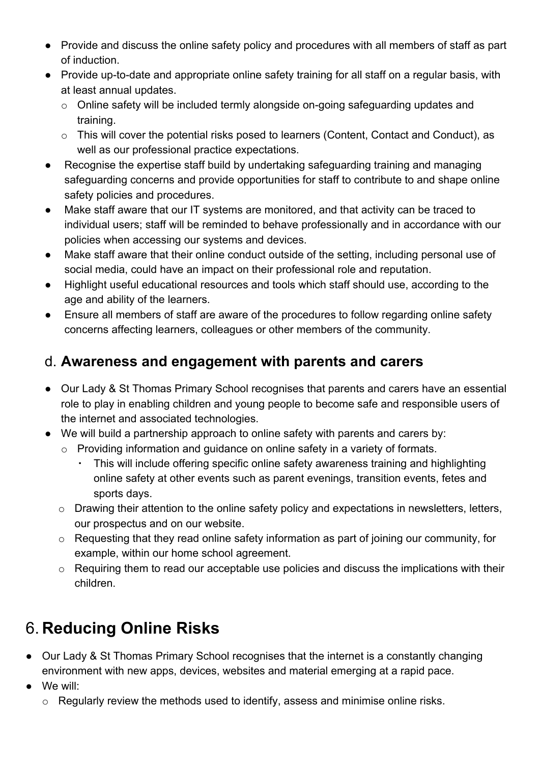- Provide and discuss the online safety policy and procedures with all members of staff as part of induction.
- Provide up-to-date and appropriate online safety training for all staff on a regular basis, with at least annual updates.
  - Online safety will be included termly alongside on-going safeguarding updates and training.
  - This will cover the potential risks posed to learners (Content, Contact and Conduct), as well as our professional practice expectations.
- Recognise the expertise staff build by undertaking safeguarding training and managing safeguarding concerns and provide opportunities for staff to contribute to and shape online safety policies and procedures.
- Make staff aware that our IT systems are monitored, and that activity can be traced to individual users; staff will be reminded to behave professionally and in accordance with our policies when accessing our systems and devices.
- Make staff aware that their online conduct outside of the setting, including personal use of social media, could have an impact on their professional role and reputation.
- Highlight useful educational resources and tools which staff should use, according to the age and ability of the learners.
- Ensure all members of staff are aware of the procedures to follow regarding online safety concerns affecting learners, colleagues or other members of the community.

## d. **Awareness and engagement with parents and carers**

- Our Lady & St Thomas Primary School recognises that parents and carers have an essential role to play in enabling children and young people to become safe and responsible users of the internet and associated technologies.
- We will build a partnership approach to online safety with parents and carers by:
  - Providing information and guidance on online safety in a variety of formats.
    - This will include offering specific online safety awareness training and highlighting online safety at other events such as parent evenings, transition events, fetes and sports days.
  - Drawing their attention to the online safety policy and expectations in newsletters, letters, our prospectus and on our website.
  - Requesting that they read online safety information as part of joining our community, for example, within our home school agreement.
  - Requiring them to read our acceptable use policies and discuss the implications with their children.

# 6. **Reducing Online Risks**

- Our Lady & St Thomas Primary School recognises that the internet is a constantly changing environment with new apps, devices, websites and material emerging at a rapid pace.
- We will:
  - Regularly review the methods used to identify, assess and minimise online risks.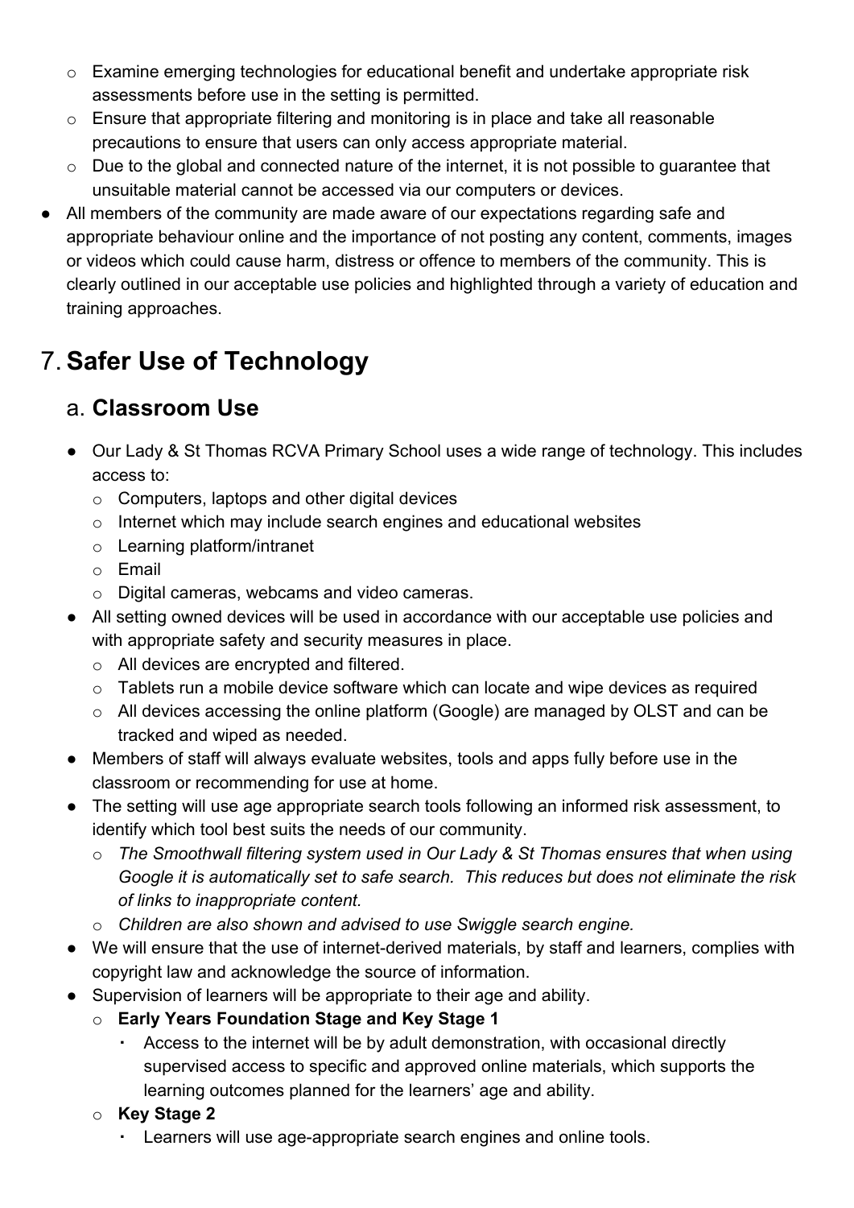- Examine emerging technologies for educational benefit and undertake appropriate risk assessments before use in the setting is permitted.
   - Ensure that appropriate filtering and monitoring is in place and take all reasonable precautions to ensure that users can only access appropriate material.
   - Due to the global and connected nature of the internet, it is not possible to guarantee that unsuitable material cannot be accessed via our computers or devices.
- All members of the community are made aware of our expectations regarding safe and appropriate behaviour online and the importance of not posting any content, comments, images or videos which could cause harm, distress or offence to members of the community. This is clearly outlined in our acceptable use policies and highlighted through a variety of education and training approaches.

# 7. Safer Use of Technology

## a. Classroom Use

- Our Lady & St Thomas RCVA Primary School uses a wide range of technology. This includes access to:
  - Computers, laptops and other digital devices
  - Internet which may include search engines and educational websites
  - Learning platform/intranet
  - Email
  - Digital cameras, webcams and video cameras.
- All setting owned devices will be used in accordance with our acceptable use policies and with appropriate safety and security measures in place.
  - All devices are encrypted and filtered.
  - Tablets run a mobile device software which can locate and wipe devices as required
  - All devices accessing the online platform (Google) are managed by OLST and can be tracked and wiped as needed.
- Members of staff will always evaluate websites, tools and apps fully before use in the classroom or recommending for use at home.
- The setting will use age appropriate search tools following an informed risk assessment, to identify which tool best suits the needs of our community.
  - *The Smoothwall filtering system used in Our Lady & St Thomas ensures that when using Google it is automatically set to safe search. This reduces but does not eliminate the risk of links to inappropriate content.*
  - *Children are also shown and advised to use Swiggle search engine.*
- We will ensure that the use of internet-derived materials, by staff and learners, complies with copyright law and acknowledge the source of information.
- Supervision of learners will be appropriate to their age and ability.
  - **Early Years Foundation Stage and Key Stage 1**
    - Access to the internet will be by adult demonstration, with occasional directly supervised access to specific and approved online materials, which supports the learning outcomes planned for the learners' age and ability.
  - **Key Stage 2**
    - Learners will use age-appropriate search engines and online tools.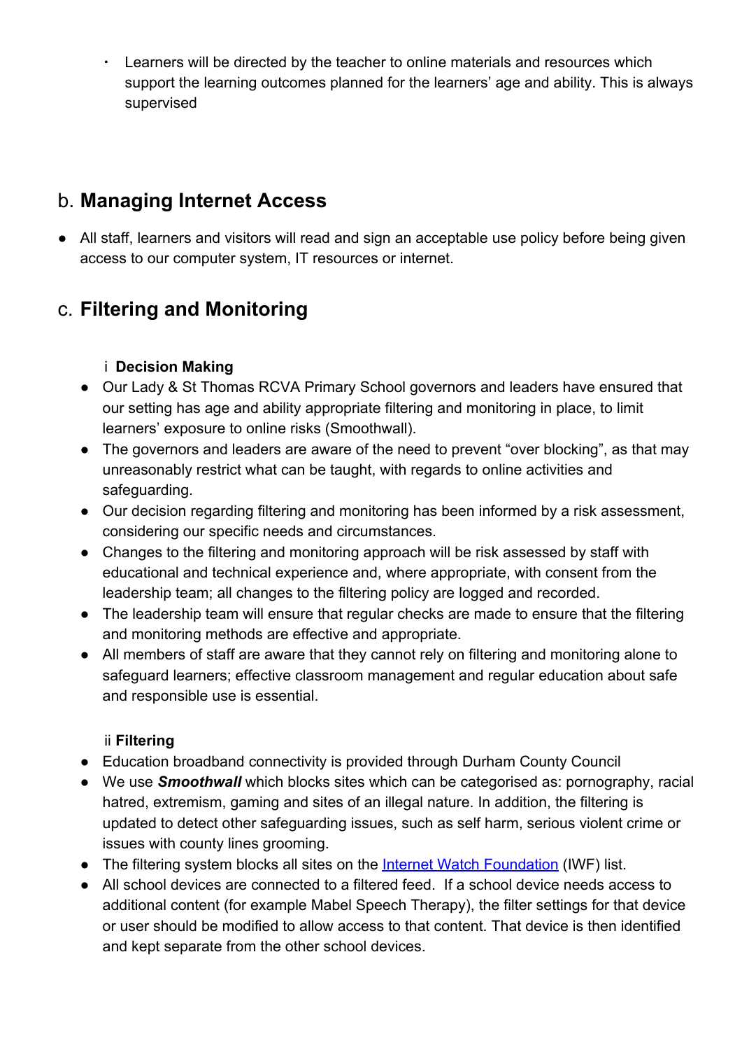- Learners will be directed by the teacher to online materials and resources which support the learning outcomes planned for the learners' age and ability. This is always supervised

## b. Managing Internet Access

- All staff, learners and visitors will read and sign an acceptable use policy before being given access to our computer system, IT resources or internet.

## c. Filtering and Monitoring

### i Decision Making

- Our Lady & St Thomas RCVA Primary School governors and leaders have ensured that our setting has age and ability appropriate filtering and monitoring in place, to limit learners' exposure to online risks (Smoothwall).
- The governors and leaders are aware of the need to prevent "over blocking", as that may unreasonably restrict what can be taught, with regards to online activities and safeguarding.
- Our decision regarding filtering and monitoring has been informed by a risk assessment, considering our specific needs and circumstances.
- Changes to the filtering and monitoring approach will be risk assessed by staff with educational and technical experience and, where appropriate, with consent from the leadership team; all changes to the filtering policy are logged and recorded.
- The leadership team will ensure that regular checks are made to ensure that the filtering and monitoring methods are effective and appropriate.
- All members of staff are aware that they cannot rely on filtering and monitoring alone to safeguard learners; effective classroom management and regular education about safe and responsible use is essential.

### ii Filtering

- Education broadband connectivity is provided through Durham County Council
- We use ***Smoothwall*** which blocks sites which can be categorised as: pornography, racial hatred, extremism, gaming and sites of an illegal nature. In addition, the filtering is updated to detect other safeguarding issues, such as self harm, serious violent crime or issues with county lines grooming.
- The filtering system blocks all sites on the Internet Watch Foundation (IWF) list.
- All school devices are connected to a filtered feed. If a school device needs access to additional content (for example Mabel Speech Therapy), the filter settings for that device or user should be modified to allow access to that content. That device is then identified and kept separate from the other school devices.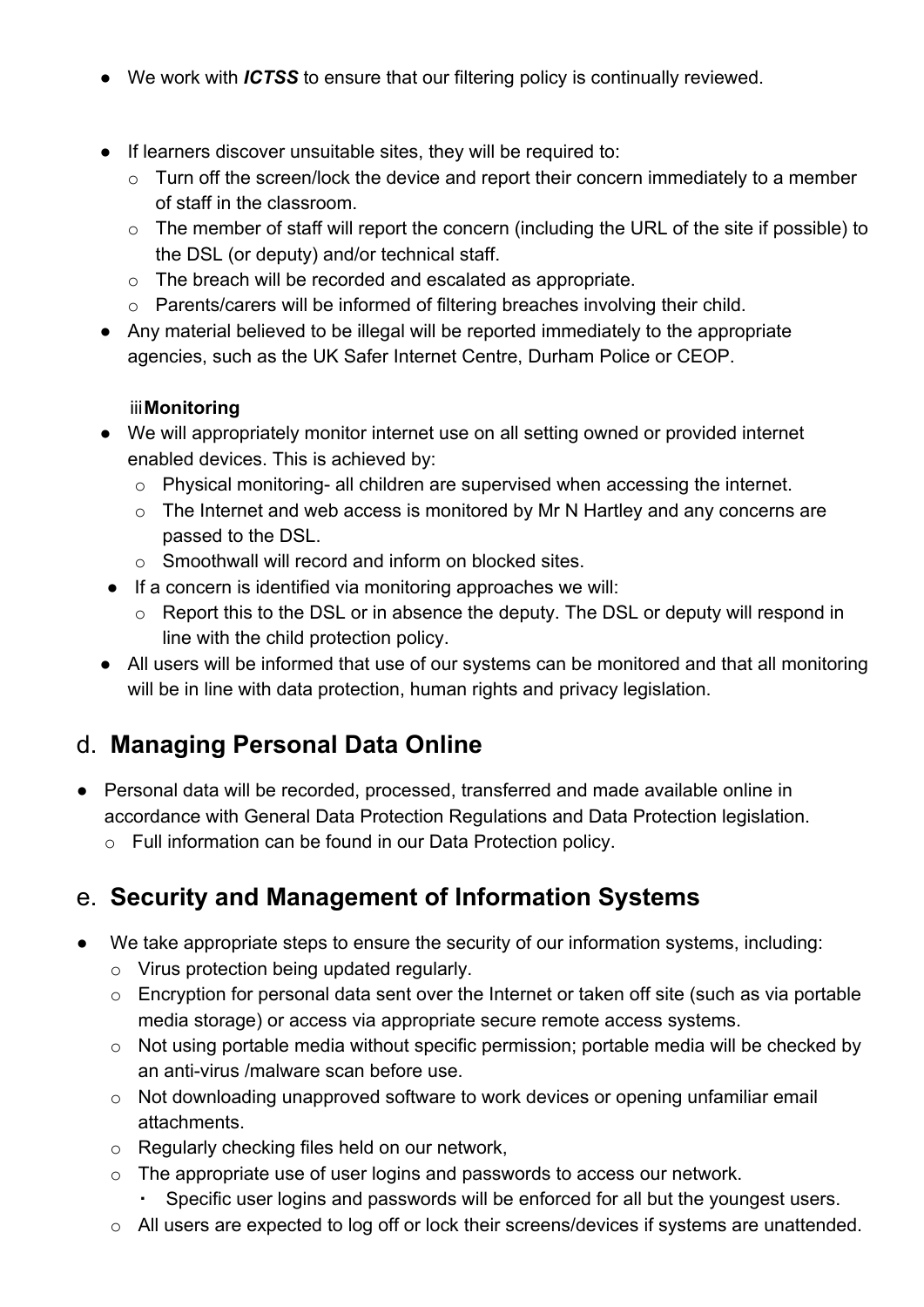- We work with ***ICTSS*** to ensure that our filtering policy is continually reviewed.

- If learners discover unsuitable sites, they will be required to:
  - Turn off the screen/lock the device and report their concern immediately to a member of staff in the classroom.
  - The member of staff will report the concern (including the URL of the site if possible) to the DSL (or deputy) and/or technical staff.
  - The breach will be recorded and escalated as appropriate.
  - Parents/carers will be informed of filtering breaches involving their child.
- Any material believed to be illegal will be reported immediately to the appropriate agencies, such as the UK Safer Internet Centre, Durham Police or CEOP.

iii **Monitoring**

- We will appropriately monitor internet use on all setting owned or provided internet enabled devices. This is achieved by:
  - Physical monitoring- all children are supervised when accessing the internet.
  - The Internet and web access is monitored by Mr N Hartley and any concerns are passed to the DSL.
  - Smoothwall will record and inform on blocked sites.
- If a concern is identified via monitoring approaches we will:
  - Report this to the DSL or in absence the deputy. The DSL or deputy will respond in line with the child protection policy.
- All users will be informed that use of our systems can be monitored and that all monitoring will be in line with data protection, human rights and privacy legislation.

## d. Managing Personal Data Online

- Personal data will be recorded, processed, transferred and made available online in accordance with General Data Protection Regulations and Data Protection legislation.
  - Full information can be found in our Data Protection policy.

## e. Security and Management of Information Systems

- We take appropriate steps to ensure the security of our information systems, including:
  - Virus protection being updated regularly.
  - Encryption for personal data sent over the Internet or taken off site (such as via portable media storage) or access via appropriate secure remote access systems.
  - Not using portable media without specific permission; portable media will be checked by an anti-virus /malware scan before use.
  - Not downloading unapproved software to work devices or opening unfamiliar email attachments.
  - Regularly checking files held on our network,
  - The appropriate use of user logins and passwords to access our network.
    - Specific user logins and passwords will be enforced for all but the youngest users.
  - All users are expected to log off or lock their screens/devices if systems are unattended.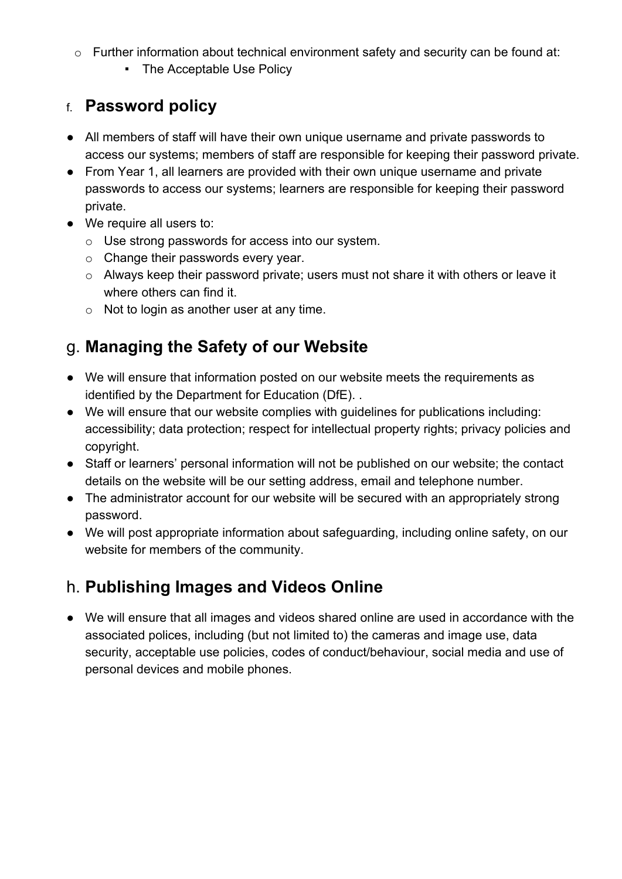- Further information about technical environment safety and security can be found at:
    - The Acceptable Use Policy

## f. **Password policy**

- All members of staff will have their own unique username and private passwords to access our systems; members of staff are responsible for keeping their password private.
- From Year 1, all learners are provided with their own unique username and private passwords to access our systems; learners are responsible for keeping their password private.
- We require all users to:
    - Use strong passwords for access into our system.
    - Change their passwords every year.
    - Always keep their password private; users must not share it with others or leave it where others can find it.
    - Not to login as another user at any time.

## g. **Managing the Safety of our Website**

- We will ensure that information posted on our website meets the requirements as identified by the Department for Education (DfE). .
- We will ensure that our website complies with guidelines for publications including: accessibility; data protection; respect for intellectual property rights; privacy policies and copyright.
- Staff or learners' personal information will not be published on our website; the contact details on the website will be our setting address, email and telephone number.
- The administrator account for our website will be secured with an appropriately strong password.
- We will post appropriate information about safeguarding, including online safety, on our website for members of the community.

## h. **Publishing Images and Videos Online**

- We will ensure that all images and videos shared online are used in accordance with the associated polices, including (but not limited to) the cameras and image use, data security, acceptable use policies, codes of conduct/behaviour, social media and use of personal devices and mobile phones.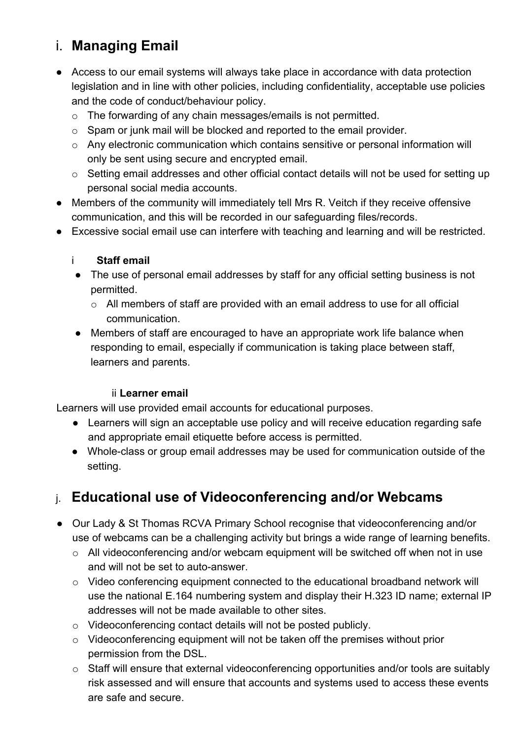## i. **Managing Email**

- Access to our email systems will always take place in accordance with data protection legislation and in line with other policies, including confidentiality, acceptable use policies and the code of conduct/behaviour policy.
  - The forwarding of any chain messages/emails is not permitted.
  - Spam or junk mail will be blocked and reported to the email provider.
  - Any electronic communication which contains sensitive or personal information will only be sent using secure and encrypted email.
  - Setting email addresses and other official contact details will not be used for setting up personal social media accounts.
- Members of the community will immediately tell Mrs R. Veitch if they receive offensive communication, and this will be recorded in our safeguarding files/records.
- Excessive social email use can interfere with teaching and learning and will be restricted.

### i **Staff email**

- The use of personal email addresses by staff for any official setting business is not permitted.
  - All members of staff are provided with an email address to use for all official communication.
- Members of staff are encouraged to have an appropriate work life balance when responding to email, especially if communication is taking place between staff, learners and parents.

### ii **Learner email**

Learners will use provided email accounts for educational purposes.

- Learners will sign an acceptable use policy and will receive education regarding safe and appropriate email etiquette before access is permitted.
- Whole-class or group email addresses may be used for communication outside of the setting.

## j. **Educational use of Videoconferencing and/or Webcams**

- Our Lady & St Thomas RCVA Primary School recognise that videoconferencing and/or use of webcams can be a challenging activity but brings a wide range of learning benefits.
  - All videoconferencing and/or webcam equipment will be switched off when not in use and will not be set to auto-answer.
  - Video conferencing equipment connected to the educational broadband network will use the national E.164 numbering system and display their H.323 ID name; external IP addresses will not be made available to other sites.
  - Videoconferencing contact details will not be posted publicly.
  - Videoconferencing equipment will not be taken off the premises without prior permission from the DSL.
  - Staff will ensure that external videoconferencing opportunities and/or tools are suitably risk assessed and will ensure that accounts and systems used to access these events are safe and secure.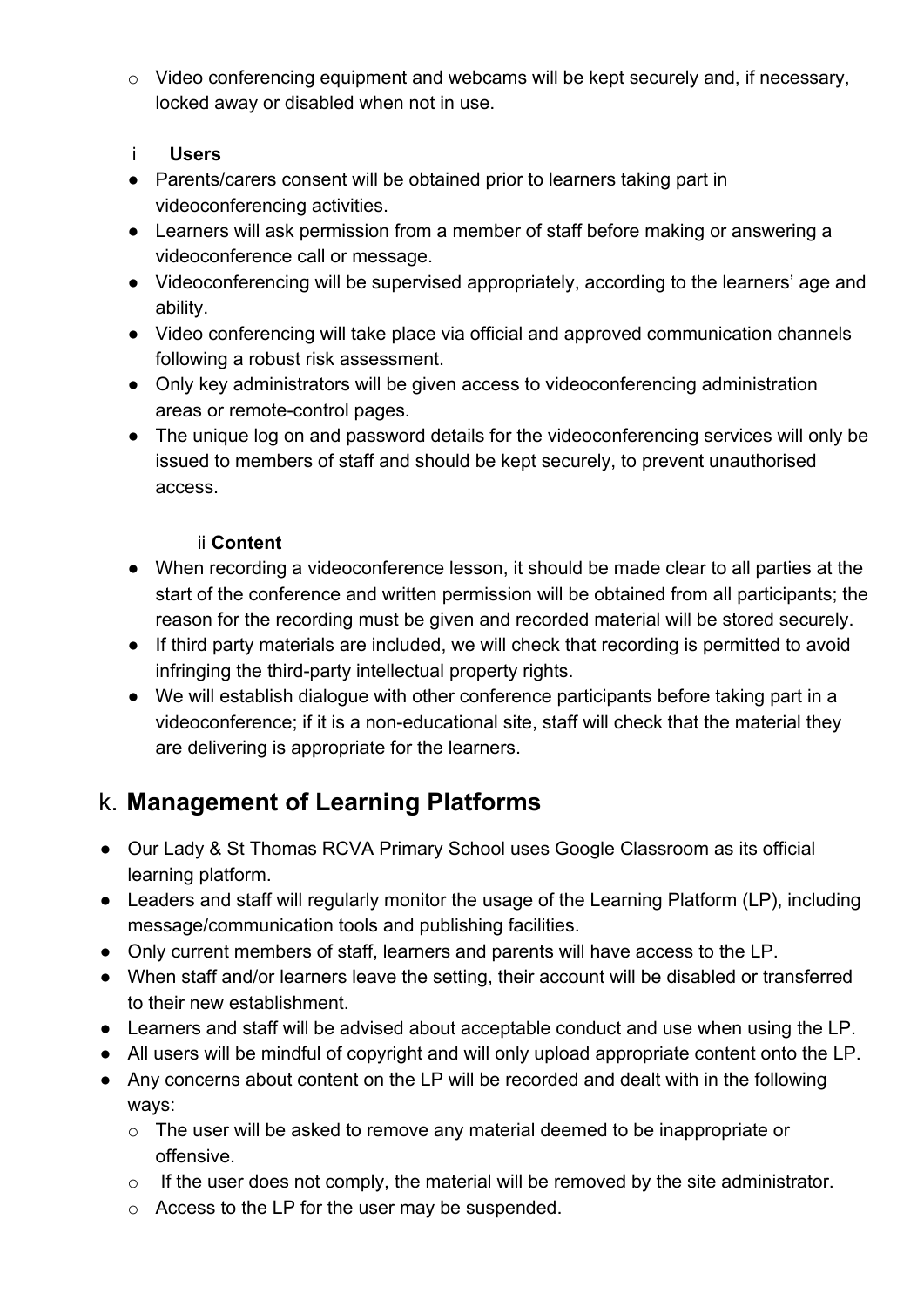- Video conferencing equipment and webcams will be kept securely and, if necessary, locked away or disabled when not in use.

i **Users**

- Parents/carers consent will be obtained prior to learners taking part in videoconferencing activities.
- Learners will ask permission from a member of staff before making or answering a videoconference call or message.
- Videoconferencing will be supervised appropriately, according to the learners' age and ability.
- Video conferencing will take place via official and approved communication channels following a robust risk assessment.
- Only key administrators will be given access to videoconferencing administration areas or remote-control pages.
- The unique log on and password details for the videoconferencing services will only be issued to members of staff and should be kept securely, to prevent unauthorised access.

ii **Content**

- When recording a videoconference lesson, it should be made clear to all parties at the start of the conference and written permission will be obtained from all participants; the reason for the recording must be given and recorded material will be stored securely.
- If third party materials are included, we will check that recording is permitted to avoid infringing the third-party intellectual property rights.
- We will establish dialogue with other conference participants before taking part in a videoconference; if it is a non-educational site, staff will check that the material they are delivering is appropriate for the learners.

## k. **Management of Learning Platforms**

- Our Lady & St Thomas RCVA Primary School uses Google Classroom as its official learning platform.
- Leaders and staff will regularly monitor the usage of the Learning Platform (LP), including message/communication tools and publishing facilities.
- Only current members of staff, learners and parents will have access to the LP.
- When staff and/or learners leave the setting, their account will be disabled or transferred to their new establishment.
- Learners and staff will be advised about acceptable conduct and use when using the LP.
- All users will be mindful of copyright and will only upload appropriate content onto the LP.
- Any concerns about content on the LP will be recorded and dealt with in the following ways:
  - The user will be asked to remove any material deemed to be inappropriate or offensive.
  - If the user does not comply, the material will be removed by the site administrator.
  - Access to the LP for the user may be suspended.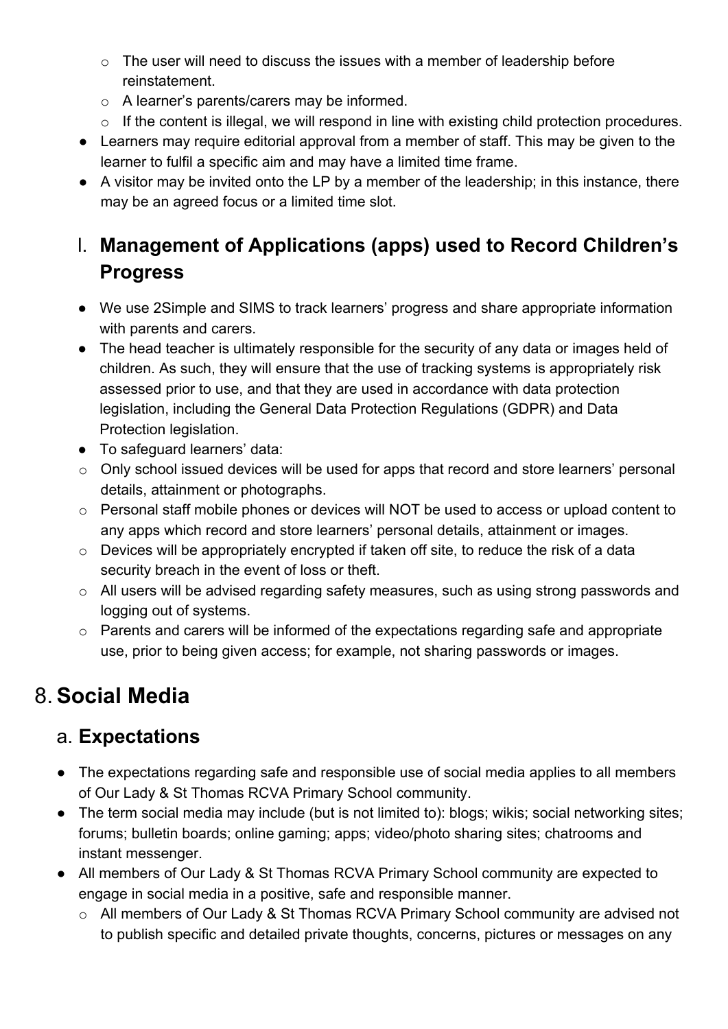- The user will need to discuss the issues with a member of leadership before reinstatement.
    - A learner's parents/carers may be informed.
    - If the content is illegal, we will respond in line with existing child protection procedures.
- Learners may require editorial approval from a member of staff. This may be given to the learner to fulfil a specific aim and may have a limited time frame.
- A visitor may be invited onto the LP by a member of the leadership; in this instance, there may be an agreed focus or a limited time slot.

### l. Management of Applications (apps) used to Record Children's Progress

- We use 2Simple and SIMS to track learners' progress and share appropriate information with parents and carers.
- The head teacher is ultimately responsible for the security of any data or images held of children. As such, they will ensure that the use of tracking systems is appropriately risk assessed prior to use, and that they are used in accordance with data protection legislation, including the General Data Protection Regulations (GDPR) and Data Protection legislation.
- To safeguard learners' data:
    - Only school issued devices will be used for apps that record and store learners' personal details, attainment or photographs.
    - Personal staff mobile phones or devices will NOT be used to access or upload content to any apps which record and store learners' personal details, attainment or images.
    - Devices will be appropriately encrypted if taken off site, to reduce the risk of a data security breach in the event of loss or theft.
    - All users will be advised regarding safety measures, such as using strong passwords and logging out of systems.
    - Parents and carers will be informed of the expectations regarding safe and appropriate use, prior to being given access; for example, not sharing passwords or images.

## 8. Social Media

### a. Expectations

- The expectations regarding safe and responsible use of social media applies to all members of Our Lady & St Thomas RCVA Primary School community.
- The term social media may include (but is not limited to): blogs; wikis; social networking sites; forums; bulletin boards; online gaming; apps; video/photo sharing sites; chatrooms and instant messenger.
- All members of Our Lady & St Thomas RCVA Primary School community are expected to engage in social media in a positive, safe and responsible manner.
    - All members of Our Lady & St Thomas RCVA Primary School community are advised not to publish specific and detailed private thoughts, concerns, pictures or messages on any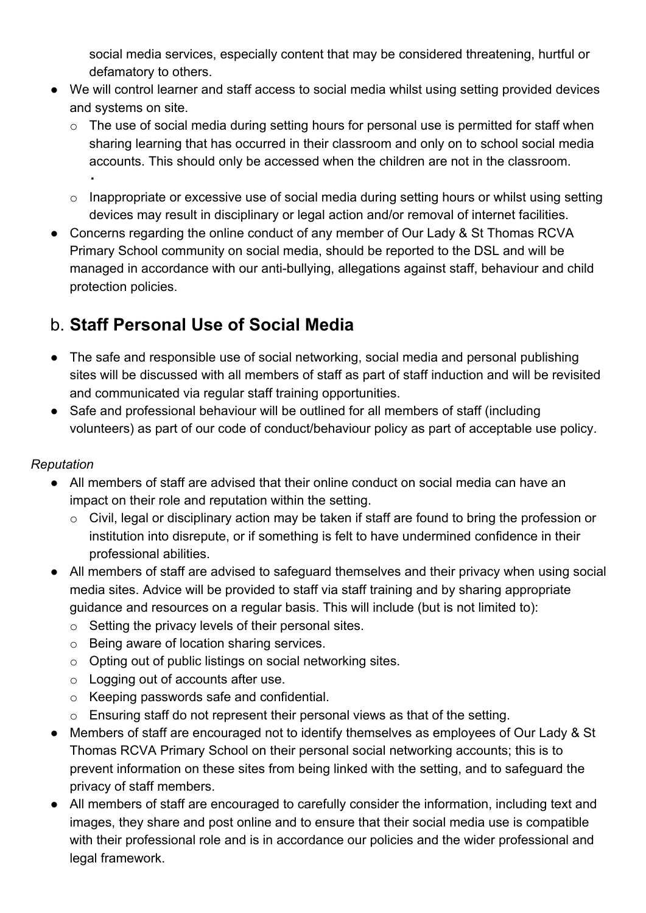social media services, especially content that may be considered threatening, hurtful or defamatory to others.

- We will control learner and staff access to social media whilst using setting provided devices and systems on site.
  - The use of social media during setting hours for personal use is permitted for staff when sharing learning that has occurred in their classroom and only on to school social media accounts. This should only be accessed when the children are not in the classroom.
    .
  - Inappropriate or excessive use of social media during setting hours or whilst using setting devices may result in disciplinary or legal action and/or removal of internet facilities.
- Concerns regarding the online conduct of any member of Our Lady & St Thomas RCVA Primary School community on social media, should be reported to the DSL and will be managed in accordance with our anti-bullying, allegations against staff, behaviour and child protection policies.

## b. **Staff Personal Use of Social Media**

- The safe and responsible use of social networking, social media and personal publishing sites will be discussed with all members of staff as part of staff induction and will be revisited and communicated via regular staff training opportunities.
- Safe and professional behaviour will be outlined for all members of staff (including volunteers) as part of our code of conduct/behaviour policy as part of acceptable use policy.

*Reputation*

- All members of staff are advised that their online conduct on social media can have an impact on their role and reputation within the setting.
  - Civil, legal or disciplinary action may be taken if staff are found to bring the profession or institution into disrepute, or if something is felt to have undermined confidence in their professional abilities.
- All members of staff are advised to safeguard themselves and their privacy when using social media sites. Advice will be provided to staff via staff training and by sharing appropriate guidance and resources on a regular basis. This will include (but is not limited to):
  - Setting the privacy levels of their personal sites.
  - Being aware of location sharing services.
  - Opting out of public listings on social networking sites.
  - Logging out of accounts after use.
  - Keeping passwords safe and confidential.
  - Ensuring staff do not represent their personal views as that of the setting.
- Members of staff are encouraged not to identify themselves as employees of Our Lady & St Thomas RCVA Primary School on their personal social networking accounts; this is to prevent information on these sites from being linked with the setting, and to safeguard the privacy of staff members.
- All members of staff are encouraged to carefully consider the information, including text and images, they share and post online and to ensure that their social media use is compatible with their professional role and is in accordance our policies and the wider professional and legal framework.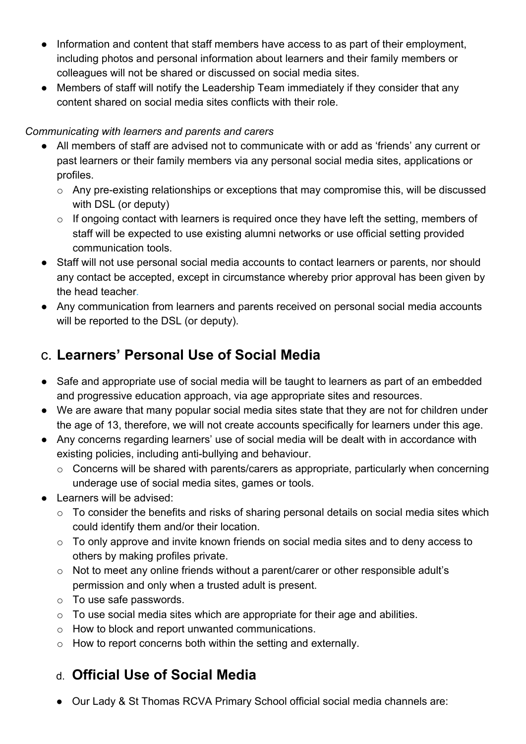- Information and content that staff members have access to as part of their employment, including photos and personal information about learners and their family members or colleagues will not be shared or discussed on social media sites.
- Members of staff will notify the Leadership Team immediately if they consider that any content shared on social media sites conflicts with their role.

*Communicating with learners and parents and carers*

- All members of staff are advised not to communicate with or add as 'friends' any current or past learners or their family members via any personal social media sites, applications or profiles.
  - Any pre-existing relationships or exceptions that may compromise this, will be discussed with DSL (or deputy)
  - If ongoing contact with learners is required once they have left the setting, members of staff will be expected to use existing alumni networks or use official setting provided communication tools.
- Staff will not use personal social media accounts to contact learners or parents, nor should any contact be accepted, except in circumstance whereby prior approval has been given by the head teacher.
- Any communication from learners and parents received on personal social media accounts will be reported to the DSL (or deputy).

## c. Learners' Personal Use of Social Media

- Safe and appropriate use of social media will be taught to learners as part of an embedded and progressive education approach, via age appropriate sites and resources.
- We are aware that many popular social media sites state that they are not for children under the age of 13, therefore, we will not create accounts specifically for learners under this age.
- Any concerns regarding learners' use of social media will be dealt with in accordance with existing policies, including anti-bullying and behaviour.
  - Concerns will be shared with parents/carers as appropriate, particularly when concerning underage use of social media sites, games or tools.
- Learners will be advised:
  - To consider the benefits and risks of sharing personal details on social media sites which could identify them and/or their location.
  - To only approve and invite known friends on social media sites and to deny access to others by making profiles private.
  - Not to meet any online friends without a parent/carer or other responsible adult's permission and only when a trusted adult is present.
  - To use safe passwords.
  - To use social media sites which are appropriate for their age and abilities.
  - How to block and report unwanted communications.
  - How to report concerns both within the setting and externally.

## d. Official Use of Social Media

- Our Lady & St Thomas RCVA Primary School official social media channels are: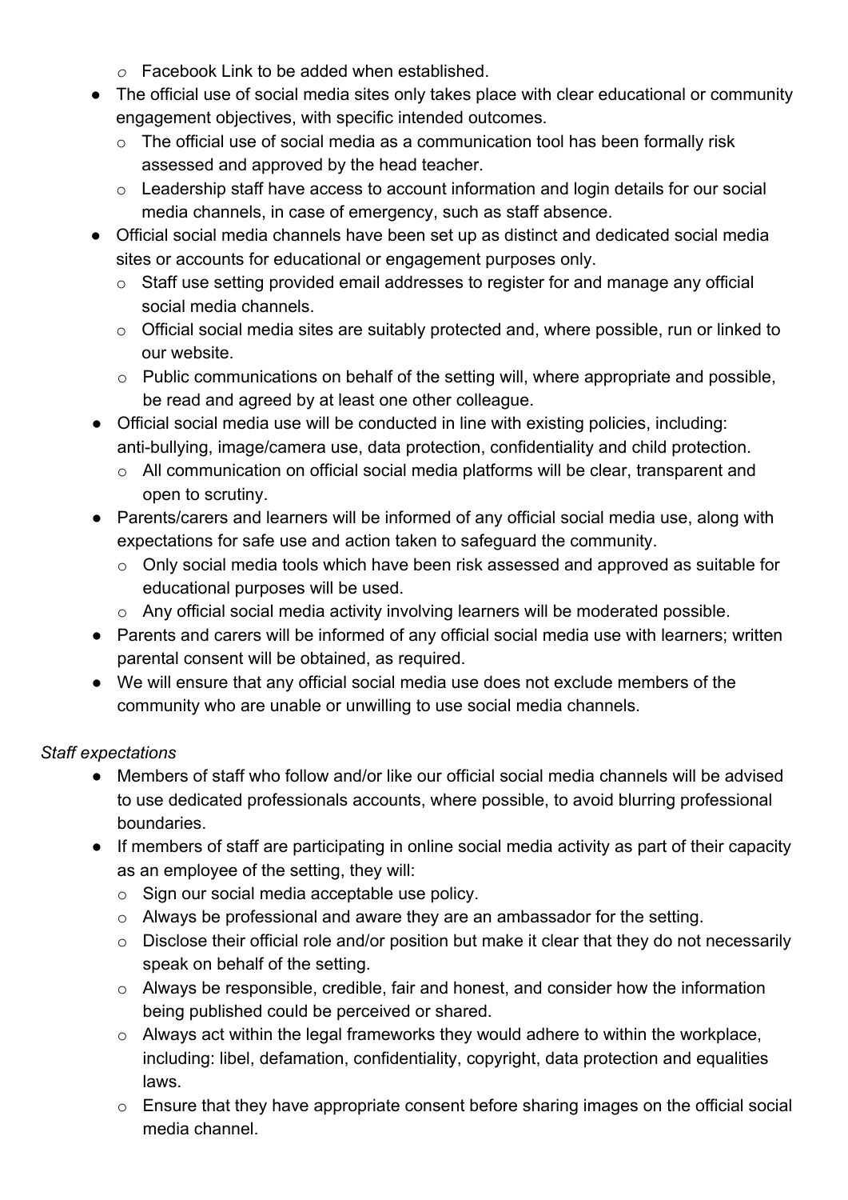- Facebook Link to be added when established.
- The official use of social media sites only takes place with clear educational or community engagement objectives, with specific intended outcomes.
  - The official use of social media as a communication tool has been formally risk assessed and approved by the head teacher.
  - Leadership staff have access to account information and login details for our social media channels, in case of emergency, such as staff absence.
- Official social media channels have been set up as distinct and dedicated social media sites or accounts for educational or engagement purposes only.
  - Staff use setting provided email addresses to register for and manage any official social media channels.
  - Official social media sites are suitably protected and, where possible, run or linked to our website.
  - Public communications on behalf of the setting will, where appropriate and possible, be read and agreed by at least one other colleague.
- Official social media use will be conducted in line with existing policies, including: anti-bullying, image/camera use, data protection, confidentiality and child protection.
  - All communication on official social media platforms will be clear, transparent and open to scrutiny.
- Parents/carers and learners will be informed of any official social media use, along with expectations for safe use and action taken to safeguard the community.
  - Only social media tools which have been risk assessed and approved as suitable for educational purposes will be used.
  - Any official social media activity involving learners will be moderated possible.
- Parents and carers will be informed of any official social media use with learners; written parental consent will be obtained, as required.
- We will ensure that any official social media use does not exclude members of the community who are unable or unwilling to use social media channels.

*Staff expectations*

- Members of staff who follow and/or like our official social media channels will be advised to use dedicated professionals accounts, where possible, to avoid blurring professional boundaries.
- If members of staff are participating in online social media activity as part of their capacity as an employee of the setting, they will:
  - Sign our social media acceptable use policy.
  - Always be professional and aware they are an ambassador for the setting.
  - Disclose their official role and/or position but make it clear that they do not necessarily speak on behalf of the setting.
  - Always be responsible, credible, fair and honest, and consider how the information being published could be perceived or shared.
  - Always act within the legal frameworks they would adhere to within the workplace, including: libel, defamation, confidentiality, copyright, data protection and equalities laws.
  - Ensure that they have appropriate consent before sharing images on the official social media channel.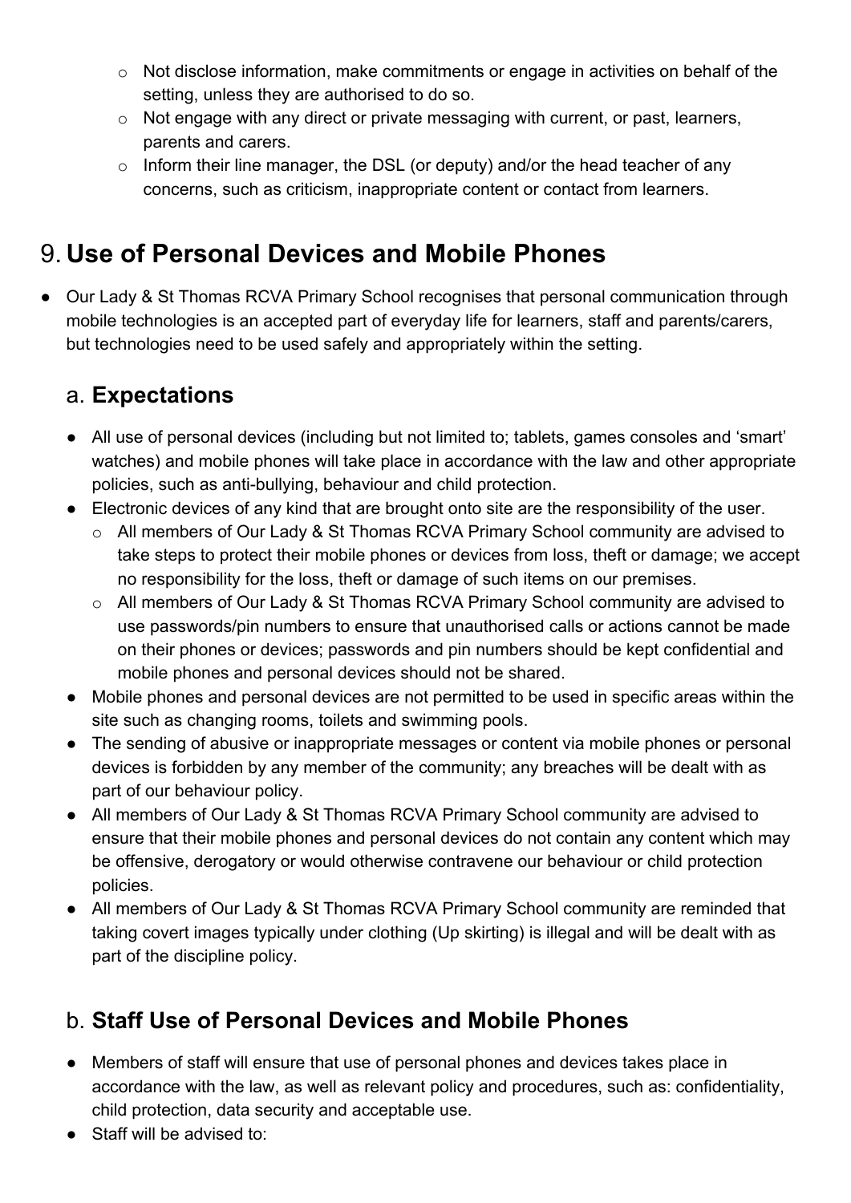- Not disclose information, make commitments or engage in activities on behalf of the setting, unless they are authorised to do so.
  - Not engage with any direct or private messaging with current, or past, learners, parents and carers.
  - Inform their line manager, the DSL (or deputy) and/or the head teacher of any concerns, such as criticism, inappropriate content or contact from learners.

# 9. **Use of Personal Devices and Mobile Phones**

- Our Lady & St Thomas RCVA Primary School recognises that personal communication through mobile technologies is an accepted part of everyday life for learners, staff and parents/carers, but technologies need to be used safely and appropriately within the setting.

## a. **Expectations**

- All use of personal devices (including but not limited to; tablets, games consoles and 'smart' watches) and mobile phones will take place in accordance with the law and other appropriate policies, such as anti-bullying, behaviour and child protection.
- Electronic devices of any kind that are brought onto site are the responsibility of the user.
  - All members of Our Lady & St Thomas RCVA Primary School community are advised to take steps to protect their mobile phones or devices from loss, theft or damage; we accept no responsibility for the loss, theft or damage of such items on our premises.
  - All members of Our Lady & St Thomas RCVA Primary School community are advised to use passwords/pin numbers to ensure that unauthorised calls or actions cannot be made on their phones or devices; passwords and pin numbers should be kept confidential and mobile phones and personal devices should not be shared.
- Mobile phones and personal devices are not permitted to be used in specific areas within the site such as changing rooms, toilets and swimming pools.
- The sending of abusive or inappropriate messages or content via mobile phones or personal devices is forbidden by any member of the community; any breaches will be dealt with as part of our behaviour policy.
- All members of Our Lady & St Thomas RCVA Primary School community are advised to ensure that their mobile phones and personal devices do not contain any content which may be offensive, derogatory or would otherwise contravene our behaviour or child protection policies.
- All members of Our Lady & St Thomas RCVA Primary School community are reminded that taking covert images typically under clothing (Up skirting) is illegal and will be dealt with as part of the discipline policy.

## b. **Staff Use of Personal Devices and Mobile Phones**

- Members of staff will ensure that use of personal phones and devices takes place in accordance with the law, as well as relevant policy and procedures, such as: confidentiality, child protection, data security and acceptable use.
- Staff will be advised to: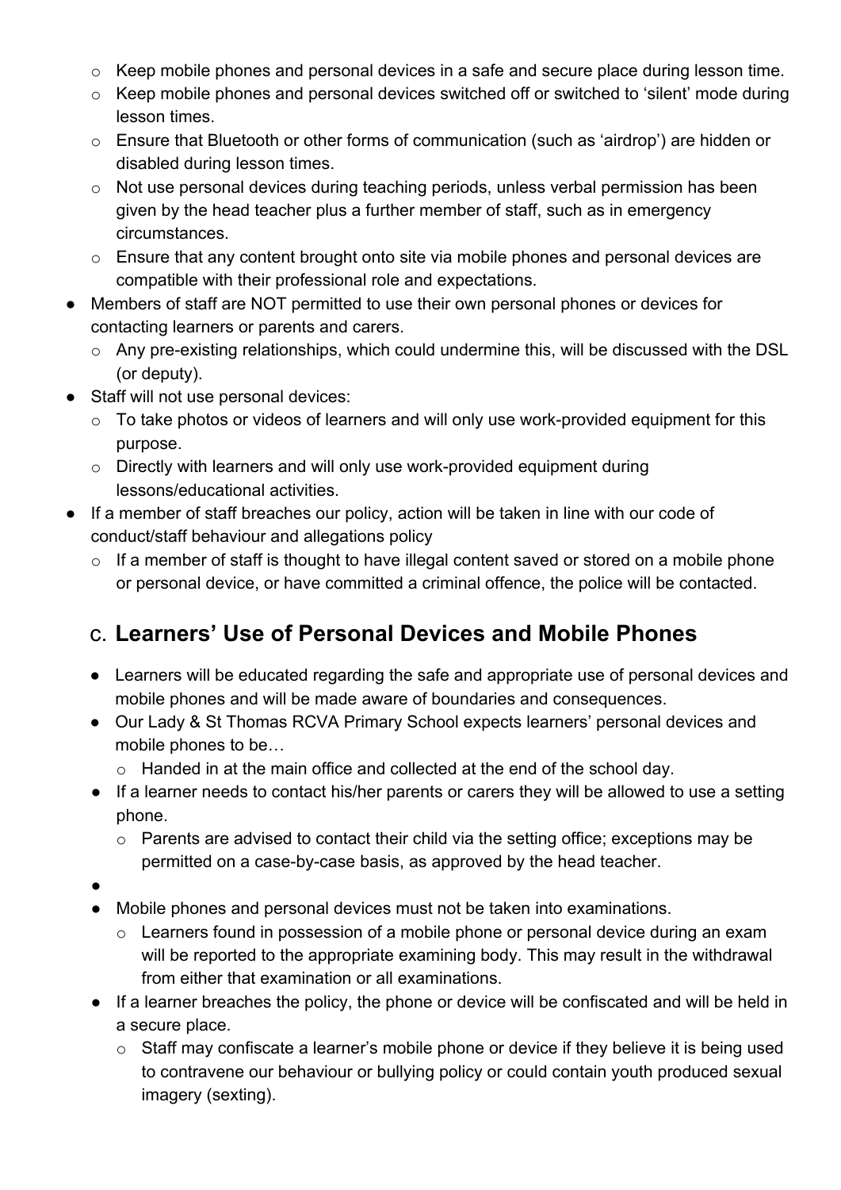- Keep mobile phones and personal devices in a safe and secure place during lesson time.
    - Keep mobile phones and personal devices switched off or switched to 'silent' mode during lesson times.
    - Ensure that Bluetooth or other forms of communication (such as 'airdrop') are hidden or disabled during lesson times.
    - Not use personal devices during teaching periods, unless verbal permission has been given by the head teacher plus a further member of staff, such as in emergency circumstances.
    - Ensure that any content brought onto site via mobile phones and personal devices are compatible with their professional role and expectations.
- Members of staff are NOT permitted to use their own personal phones or devices for contacting learners or parents and carers.
    - Any pre-existing relationships, which could undermine this, will be discussed with the DSL (or deputy).
- Staff will not use personal devices:
    - To take photos or videos of learners and will only use work-provided equipment for this purpose.
    - Directly with learners and will only use work-provided equipment during lessons/educational activities.
- If a member of staff breaches our policy, action will be taken in line with our code of conduct/staff behaviour and allegations policy
    - If a member of staff is thought to have illegal content saved or stored on a mobile phone or personal device, or have committed a criminal offence, the police will be contacted.

## c. Learners' Use of Personal Devices and Mobile Phones

- Learners will be educated regarding the safe and appropriate use of personal devices and mobile phones and will be made aware of boundaries and consequences.
- Our Lady & St Thomas RCVA Primary School expects learners' personal devices and mobile phones to be…
    - Handed in at the main office and collected at the end of the school day.
- If a learner needs to contact his/her parents or carers they will be allowed to use a setting phone.
    - Parents are advised to contact their child via the setting office; exceptions may be permitted on a case-by-case basis, as approved by the head teacher.
- Mobile phones and personal devices must not be taken into examinations.
    - Learners found in possession of a mobile phone or personal device during an exam will be reported to the appropriate examining body. This may result in the withdrawal from either that examination or all examinations.
- If a learner breaches the policy, the phone or device will be confiscated and will be held in a secure place.
    - Staff may confiscate a learner's mobile phone or device if they believe it is being used to contravene our behaviour or bullying policy or could contain youth produced sexual imagery (sexting).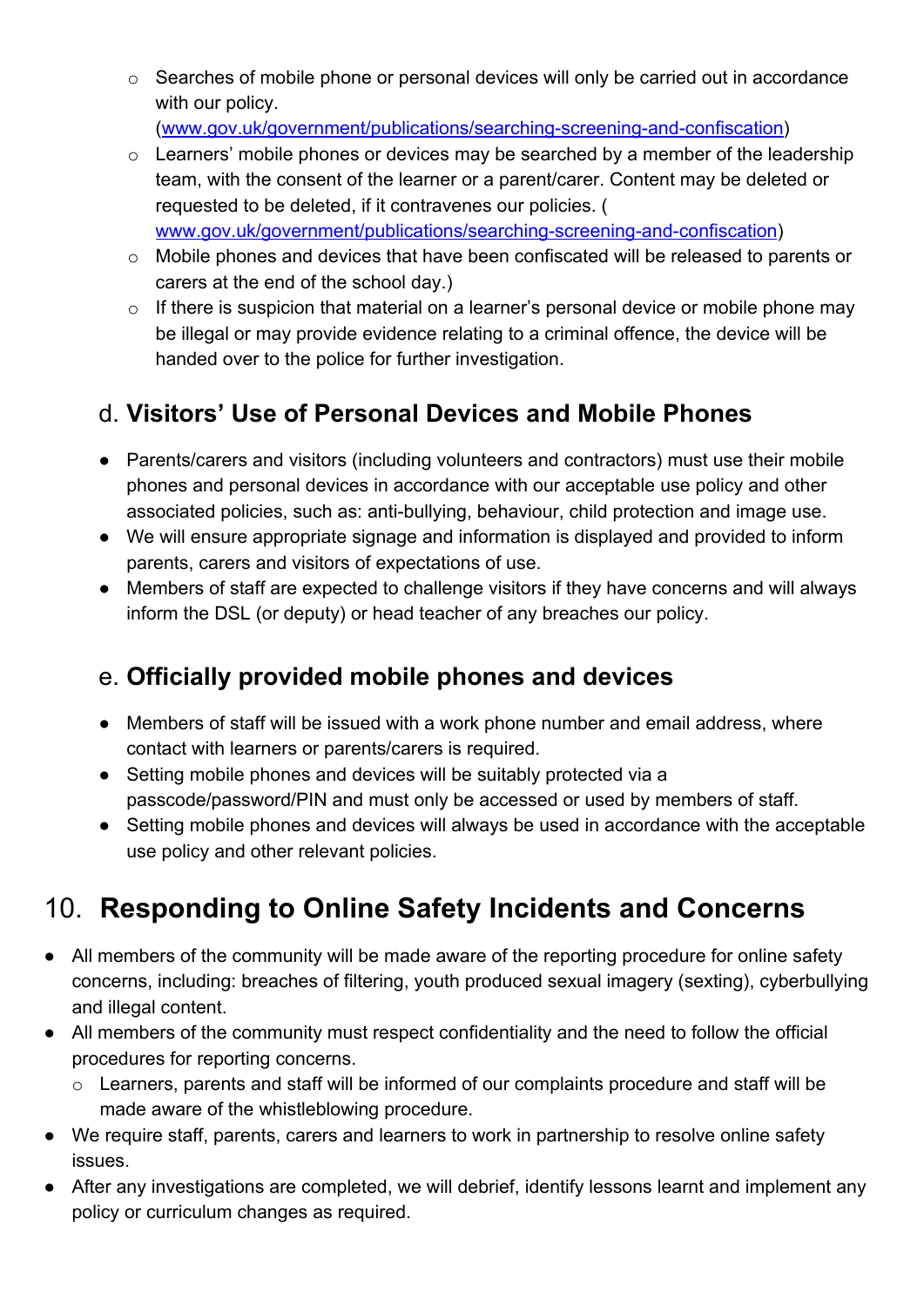- Searches of mobile phone or personal devices will only be carried out in accordance with our policy. ([www.gov.uk/government/publications/searching-screening-and-confiscation](www.gov.uk/government/publications/searching-screening-and-confiscation))
  - Learners' mobile phones or devices may be searched by a member of the leadership team, with the consent of the learner or a parent/carer. Content may be deleted or requested to be deleted, if it contravenes our policies. ( [www.gov.uk/government/publications/searching-screening-and-confiscation](www.gov.uk/government/publications/searching-screening-and-confiscation))
  - Mobile phones and devices that have been confiscated will be released to parents or carers at the end of the school day.)
  - If there is suspicion that material on a learner's personal device or mobile phone may be illegal or may provide evidence relating to a criminal offence, the device will be handed over to the police for further investigation.

### d. **Visitors' Use of Personal Devices and Mobile Phones**

- Parents/carers and visitors (including volunteers and contractors) must use their mobile phones and personal devices in accordance with our acceptable use policy and other associated policies, such as: anti-bullying, behaviour, child protection and image use.
- We will ensure appropriate signage and information is displayed and provided to inform parents, carers and visitors of expectations of use.
- Members of staff are expected to challenge visitors if they have concerns and will always inform the DSL (or deputy) or head teacher of any breaches our policy.

### e. **Officially provided mobile phones and devices**

- Members of staff will be issued with a work phone number and email address, where contact with learners or parents/carers is required.
- Setting mobile phones and devices will be suitably protected via a passcode/password/PIN and must only be accessed or used by members of staff.
- Setting mobile phones and devices will always be used in accordance with the acceptable use policy and other relevant policies.

## 10. **Responding to Online Safety Incidents and Concerns**

- All members of the community will be made aware of the reporting procedure for online safety concerns, including: breaches of filtering, youth produced sexual imagery (sexting), cyberbullying and illegal content.
- All members of the community must respect confidentiality and the need to follow the official procedures for reporting concerns.
  - Learners, parents and staff will be informed of our complaints procedure and staff will be made aware of the whistleblowing procedure.
- We require staff, parents, carers and learners to work in partnership to resolve online safety issues.
- After any investigations are completed, we will debrief, identify lessons learnt and implement any policy or curriculum changes as required.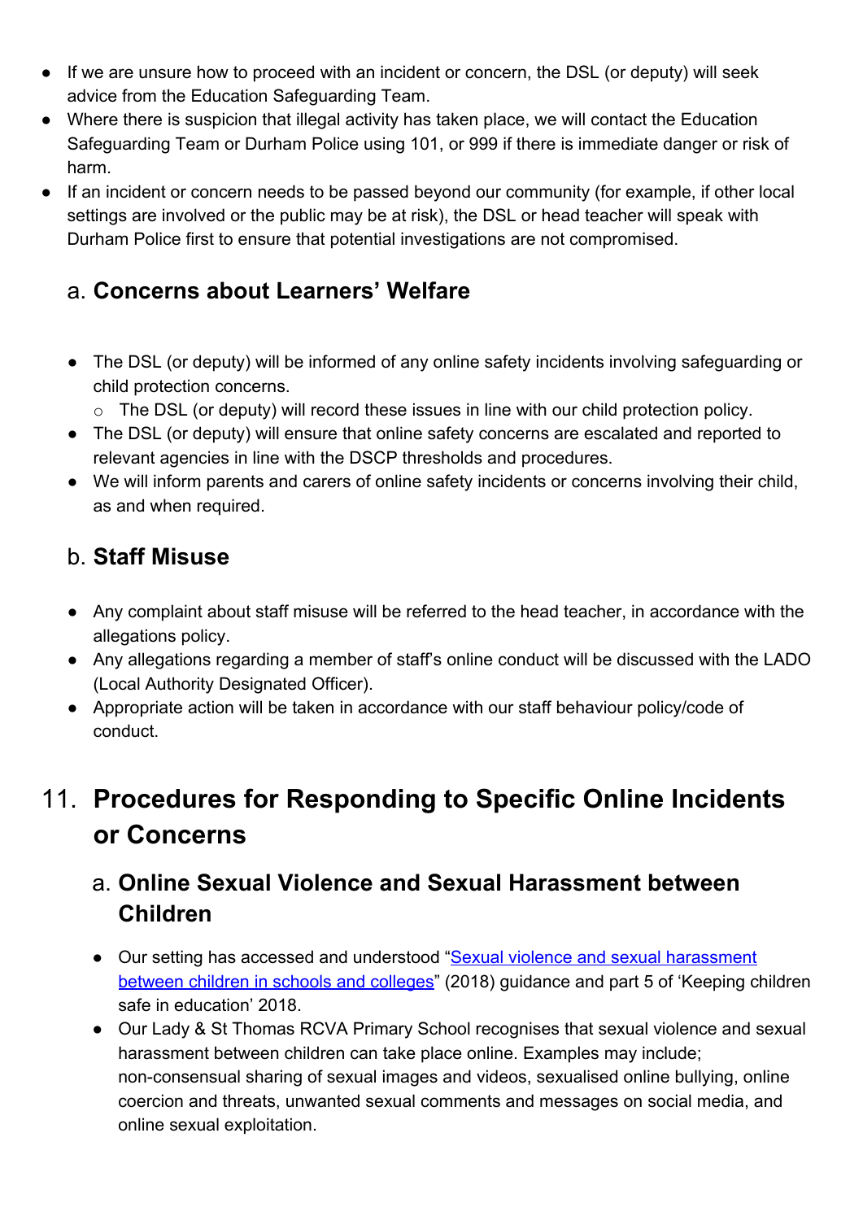- If we are unsure how to proceed with an incident or concern, the DSL (or deputy) will seek advice from the Education Safeguarding Team.
- Where there is suspicion that illegal activity has taken place, we will contact the Education Safeguarding Team or Durham Police using 101, or 999 if there is immediate danger or risk of harm.
- If an incident or concern needs to be passed beyond our community (for example, if other local settings are involved or the public may be at risk), the DSL or head teacher will speak with Durham Police first to ensure that potential investigations are not compromised.

### a. **Concerns about Learners' Welfare**

- The DSL (or deputy) will be informed of any online safety incidents involving safeguarding or child protection concerns.
  - The DSL (or deputy) will record these issues in line with our child protection policy.
- The DSL (or deputy) will ensure that online safety concerns are escalated and reported to relevant agencies in line with the DSCP thresholds and procedures.
- We will inform parents and carers of online safety incidents or concerns involving their child, as and when required.

### b. **Staff Misuse**

- Any complaint about staff misuse will be referred to the head teacher, in accordance with the allegations policy.
- Any allegations regarding a member of staff's online conduct will be discussed with the LADO (Local Authority Designated Officer).
- Appropriate action will be taken in accordance with our staff behaviour policy/code of conduct.

## 11. **Procedures for Responding to Specific Online Incidents or Concerns**

### a. **Online Sexual Violence and Sexual Harassment between Children**

- Our setting has accessed and understood "Sexual violence and sexual harassment between children in schools and colleges" (2018) guidance and part 5 of 'Keeping children safe in education' 2018.
- Our Lady & St Thomas RCVA Primary School recognises that sexual violence and sexual harassment between children can take place online. Examples may include; non-consensual sharing of sexual images and videos, sexualised online bullying, online coercion and threats, unwanted sexual comments and messages on social media, and online sexual exploitation.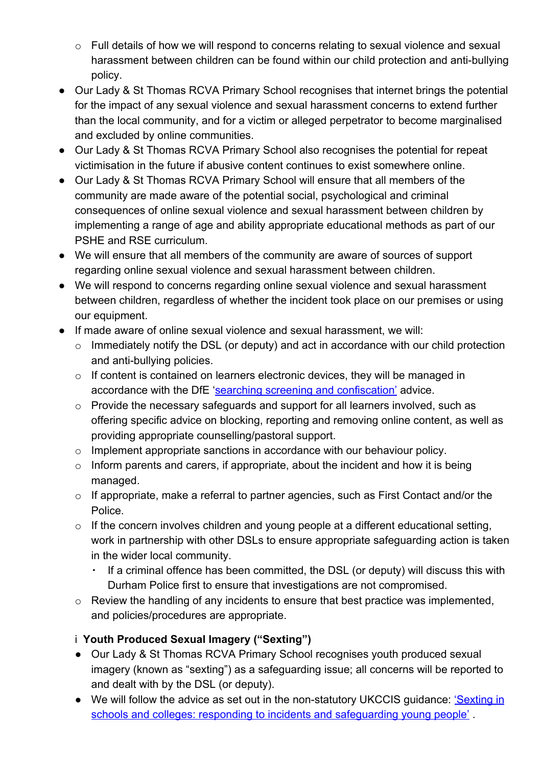- Full details of how we will respond to concerns relating to sexual violence and sexual harassment between children can be found within our child protection and anti-bullying policy.
- Our Lady & St Thomas RCVA Primary School recognises that internet brings the potential for the impact of any sexual violence and sexual harassment concerns to extend further than the local community, and for a victim or alleged perpetrator to become marginalised and excluded by online communities.
- Our Lady & St Thomas RCVA Primary School also recognises the potential for repeat victimisation in the future if abusive content continues to exist somewhere online.
- Our Lady & St Thomas RCVA Primary School will ensure that all members of the community are made aware of the potential social, psychological and criminal consequences of online sexual violence and sexual harassment between children by implementing a range of age and ability appropriate educational methods as part of our PSHE and RSE curriculum.
- We will ensure that all members of the community are aware of sources of support regarding online sexual violence and sexual harassment between children.
- We will respond to concerns regarding online sexual violence and sexual harassment between children, regardless of whether the incident took place on our premises or using our equipment.
- If made aware of online sexual violence and sexual harassment, we will:
    - Immediately notify the DSL (or deputy) and act in accordance with our child protection and anti-bullying policies.
    - If content is contained on learners electronic devices, they will be managed in accordance with the DfE '[searching screening and confiscation](#)' advice.
    - Provide the necessary safeguards and support for all learners involved, such as offering specific advice on blocking, reporting and removing online content, as well as providing appropriate counselling/pastoral support.
    - Implement appropriate sanctions in accordance with our behaviour policy.
    - Inform parents and carers, if appropriate, about the incident and how it is being managed.
    - If appropriate, make a referral to partner agencies, such as First Contact and/or the Police.
    - If the concern involves children and young people at a different educational setting, work in partnership with other DSLs to ensure appropriate safeguarding action is taken in the wider local community.
        - If a criminal offence has been committed, the DSL (or deputy) will discuss this with Durham Police first to ensure that investigations are not compromised.
    - Review the handling of any incidents to ensure that best practice was implemented, and policies/procedures are appropriate.

### i Youth Produced Sexual Imagery ("Sexting")

- Our Lady & St Thomas RCVA Primary School recognises youth produced sexual imagery (known as "sexting") as a safeguarding issue; all concerns will be reported to and dealt with by the DSL (or deputy).
- We will follow the advice as set out in the non-statutory UKCCIS guidance: '[Sexting in schools and colleges: responding to incidents and safeguarding young people](#)' .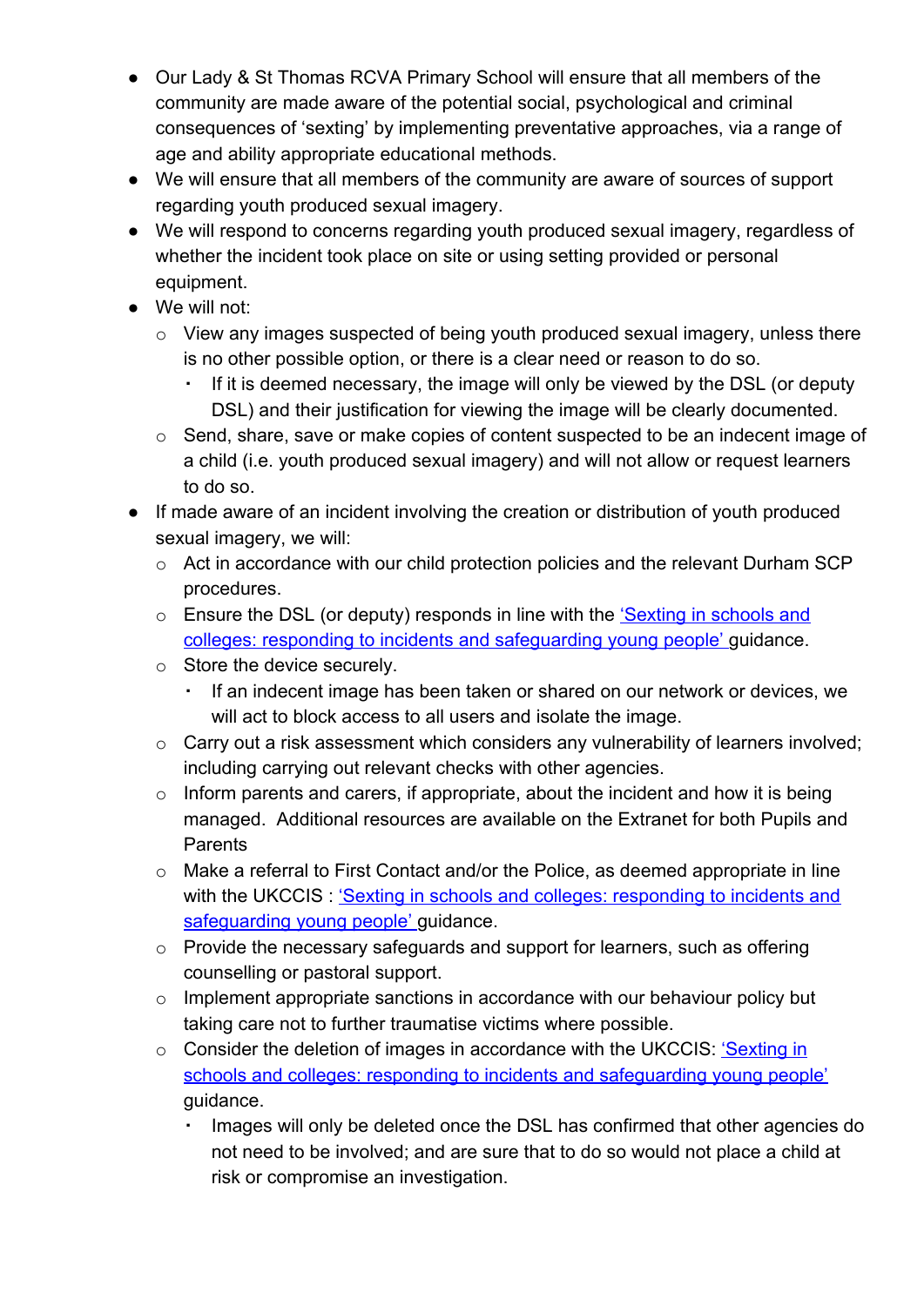- Our Lady & St Thomas RCVA Primary School will ensure that all members of the community are made aware of the potential social, psychological and criminal consequences of 'sexting' by implementing preventative approaches, via a range of age and ability appropriate educational methods.
- We will ensure that all members of the community are aware of sources of support regarding youth produced sexual imagery.
- We will respond to concerns regarding youth produced sexual imagery, regardless of whether the incident took place on site or using setting provided or personal equipment.
- We will not:
  - View any images suspected of being youth produced sexual imagery, unless there is no other possible option, or there is a clear need or reason to do so.
    - If it is deemed necessary, the image will only be viewed by the DSL (or deputy DSL) and their justification for viewing the image will be clearly documented.
  - Send, share, save or make copies of content suspected to be an indecent image of a child (i.e. youth produced sexual imagery) and will not allow or request learners to do so.
- If made aware of an incident involving the creation or distribution of youth produced sexual imagery, we will:
  - Act in accordance with our child protection policies and the relevant Durham SCP procedures.
  - Ensure the DSL (or deputy) responds in line with the 'Sexting in schools and colleges: responding to incidents and safeguarding young people' guidance.
  - Store the device securely.
    - If an indecent image has been taken or shared on our network or devices, we will act to block access to all users and isolate the image.
  - Carry out a risk assessment which considers any vulnerability of learners involved; including carrying out relevant checks with other agencies.
  - Inform parents and carers, if appropriate, about the incident and how it is being managed. Additional resources are available on the Extranet for both Pupils and Parents
  - Make a referral to First Contact and/or the Police, as deemed appropriate in line with the UKCCIS : 'Sexting in schools and colleges: responding to incidents and safeguarding young people' guidance.
  - Provide the necessary safeguards and support for learners, such as offering counselling or pastoral support.
  - Implement appropriate sanctions in accordance with our behaviour policy but taking care not to further traumatise victims where possible.
  - Consider the deletion of images in accordance with the UKCCIS: 'Sexting in schools and colleges: responding to incidents and safeguarding young people' guidance.
    - Images will only be deleted once the DSL has confirmed that other agencies do not need to be involved; and are sure that to do so would not place a child at risk or compromise an investigation.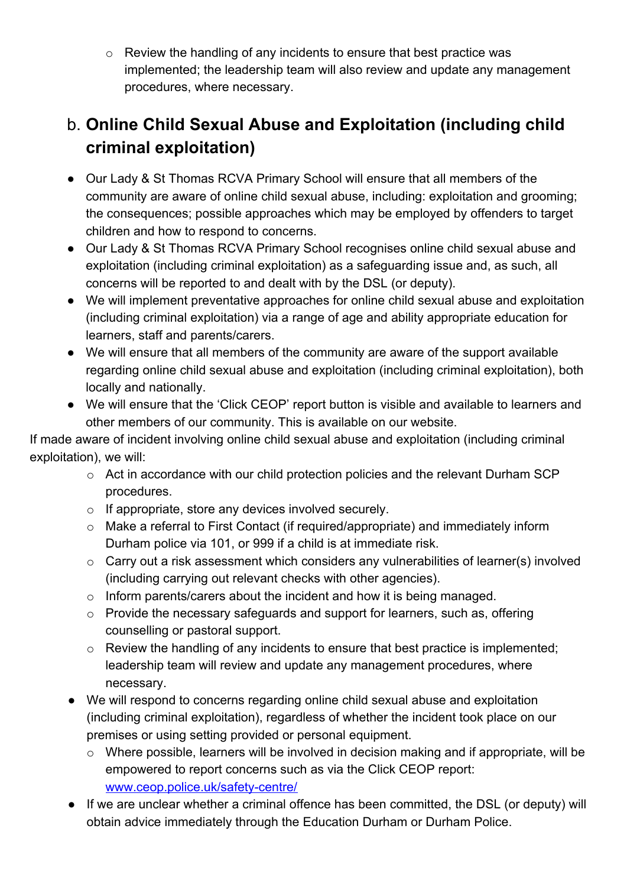- Review the handling of any incidents to ensure that best practice was implemented; the leadership team will also review and update any management procedures, where necessary.

## b. **Online Child Sexual Abuse and Exploitation (including child criminal exploitation)**

- Our Lady & St Thomas RCVA Primary School will ensure that all members of the community are aware of online child sexual abuse, including: exploitation and grooming; the consequences; possible approaches which may be employed by offenders to target children and how to respond to concerns.
- Our Lady & St Thomas RCVA Primary School recognises online child sexual abuse and exploitation (including criminal exploitation) as a safeguarding issue and, as such, all concerns will be reported to and dealt with by the DSL (or deputy).
- We will implement preventative approaches for online child sexual abuse and exploitation (including criminal exploitation) via a range of age and ability appropriate education for learners, staff and parents/carers.
- We will ensure that all members of the community are aware of the support available regarding online child sexual abuse and exploitation (including criminal exploitation), both locally and nationally.
- We will ensure that the 'Click CEOP' report button is visible and available to learners and other members of our community. This is available on our website.

If made aware of incident involving online child sexual abuse and exploitation (including criminal exploitation), we will:

   - Act in accordance with our child protection policies and the relevant Durham SCP procedures.
   - If appropriate, store any devices involved securely.
   - Make a referral to First Contact (if required/appropriate) and immediately inform Durham police via 101, or 999 if a child is at immediate risk.
   - Carry out a risk assessment which considers any vulnerabilities of learner(s) involved (including carrying out relevant checks with other agencies).
   - Inform parents/carers about the incident and how it is being managed.
   - Provide the necessary safeguards and support for learners, such as, offering counselling or pastoral support.
   - Review the handling of any incidents to ensure that best practice is implemented; leadership team will review and update any management procedures, where necessary.

- We will respond to concerns regarding online child sexual abuse and exploitation (including criminal exploitation), regardless of whether the incident took place on our premises or using setting provided or personal equipment.
   - Where possible, learners will be involved in decision making and if appropriate, will be empowered to report concerns such as via the Click CEOP report: [www.ceop.police.uk/safety-centre/](www.ceop.police.uk/safety-centre/)
- If we are unclear whether a criminal offence has been committed, the DSL (or deputy) will obtain advice immediately through the Education Durham or Durham Police.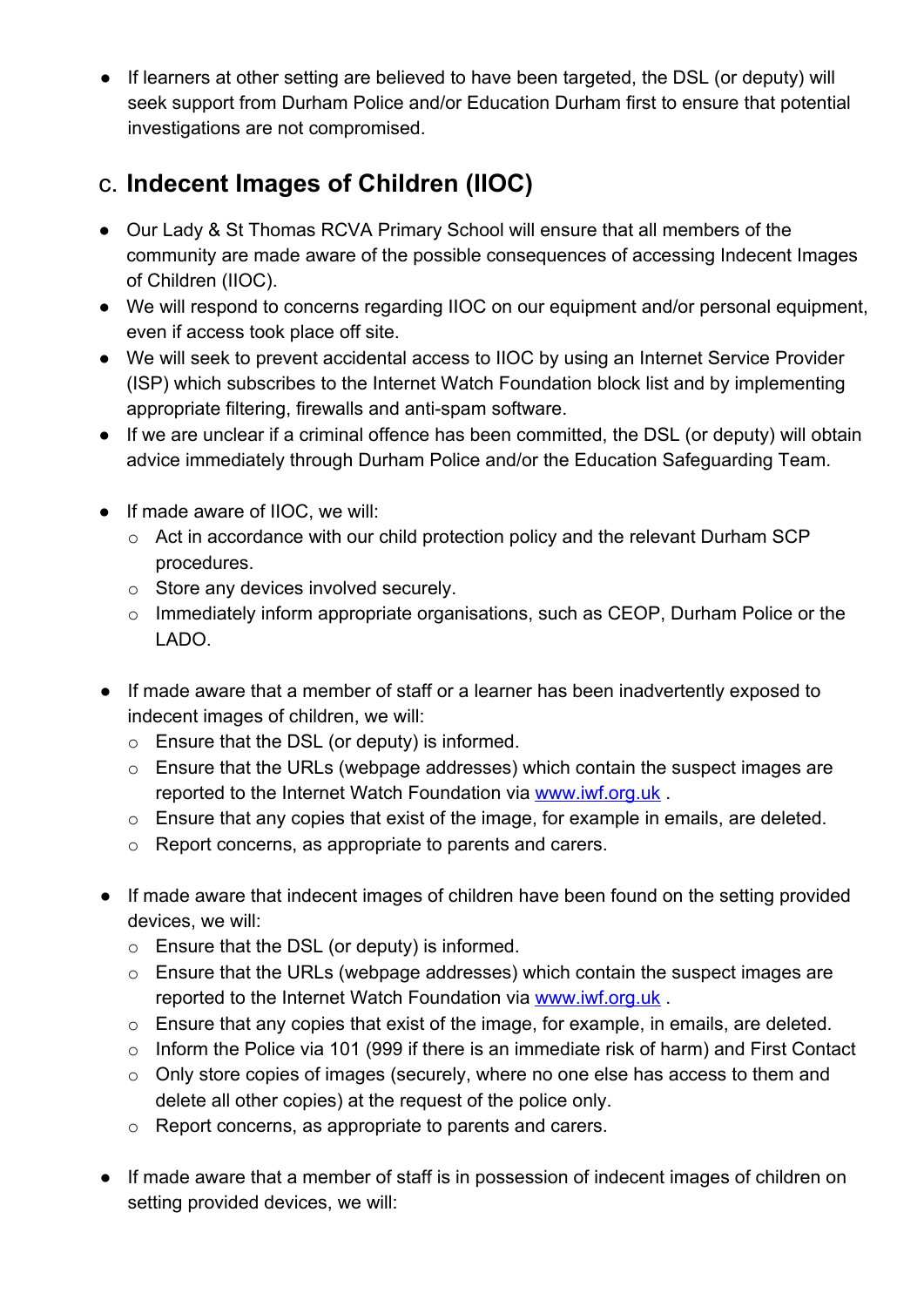- If learners at other setting are believed to have been targeted, the DSL (or deputy) will seek support from Durham Police and/or Education Durham first to ensure that potential investigations are not compromised.

## c. Indecent Images of Children (IIOC)

- Our Lady & St Thomas RCVA Primary School will ensure that all members of the community are made aware of the possible consequences of accessing Indecent Images of Children (IIOC).
- We will respond to concerns regarding IIOC on our equipment and/or personal equipment, even if access took place off site.
- We will seek to prevent accidental access to IIOC by using an Internet Service Provider (ISP) which subscribes to the Internet Watch Foundation block list and by implementing appropriate filtering, firewalls and anti-spam software.
- If we are unclear if a criminal offence has been committed, the DSL (or deputy) will obtain advice immediately through Durham Police and/or the Education Safeguarding Team.

- If made aware of IIOC, we will:
  - Act in accordance with our child protection policy and the relevant Durham SCP procedures.
  - Store any devices involved securely.
  - Immediately inform appropriate organisations, such as CEOP, Durham Police or the LADO.

- If made aware that a member of staff or a learner has been inadvertently exposed to indecent images of children, we will:
  - Ensure that the DSL (or deputy) is informed.
  - Ensure that the URLs (webpage addresses) which contain the suspect images are reported to the Internet Watch Foundation via [www.iwf.org.uk](http://www.iwf.org.uk) .
  - Ensure that any copies that exist of the image, for example in emails, are deleted.
  - Report concerns, as appropriate to parents and carers.

- If made aware that indecent images of children have been found on the setting provided devices, we will:
  - Ensure that the DSL (or deputy) is informed.
  - Ensure that the URLs (webpage addresses) which contain the suspect images are reported to the Internet Watch Foundation via [www.iwf.org.uk](http://www.iwf.org.uk) .
  - Ensure that any copies that exist of the image, for example, in emails, are deleted.
  - Inform the Police via 101 (999 if there is an immediate risk of harm) and First Contact
  - Only store copies of images (securely, where no one else has access to them and delete all other copies) at the request of the police only.
  - Report concerns, as appropriate to parents and carers.

- If made aware that a member of staff is in possession of indecent images of children on setting provided devices, we will: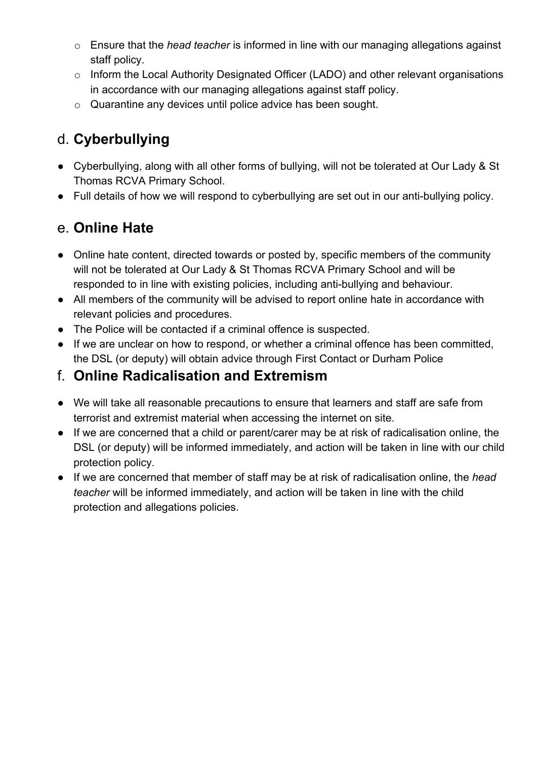- Ensure that the *head teacher* is informed in line with our managing allegations against staff policy.
- Inform the Local Authority Designated Officer (LADO) and other relevant organisations in accordance with our managing allegations against staff policy.
- Quarantine any devices until police advice has been sought.

## d. **Cyberbullying**

- Cyberbullying, along with all other forms of bullying, will not be tolerated at Our Lady & St Thomas RCVA Primary School.
- Full details of how we will respond to cyberbullying are set out in our anti-bullying policy.

## e. **Online Hate**

- Online hate content, directed towards or posted by, specific members of the community will not be tolerated at Our Lady & St Thomas RCVA Primary School and will be responded to in line with existing policies, including anti-bullying and behaviour.
- All members of the community will be advised to report online hate in accordance with relevant policies and procedures.
- The Police will be contacted if a criminal offence is suspected.
- If we are unclear on how to respond, or whether a criminal offence has been committed, the DSL (or deputy) will obtain advice through First Contact or Durham Police

## f. **Online Radicalisation and Extremism**

- We will take all reasonable precautions to ensure that learners and staff are safe from terrorist and extremist material when accessing the internet on site.
- If we are concerned that a child or parent/carer may be at risk of radicalisation online, the DSL (or deputy) will be informed immediately, and action will be taken in line with our child protection policy.
- If we are concerned that member of staff may be at risk of radicalisation online, the *head teacher* will be informed immediately, and action will be taken in line with the child protection and allegations policies.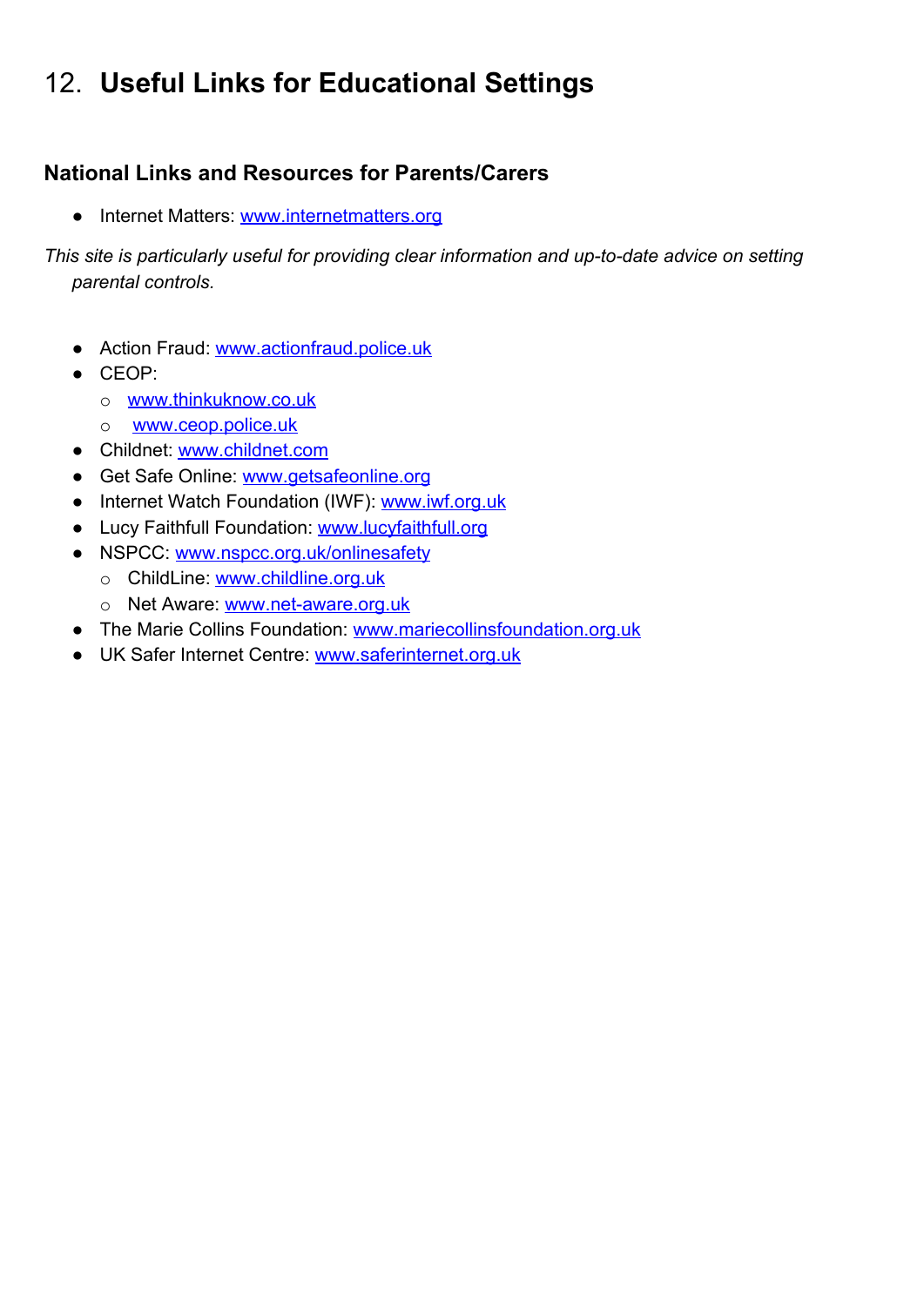# 12. **Useful Links for Educational Settings**

## National Links and Resources for Parents/Carers

- Internet Matters: www.internetmatters.org

*This site is particularly useful for providing clear information and up-to-date advice on setting parental controls.*

- Action Fraud: www.actionfraud.police.uk
- CEOP:
  - www.thinkuknow.co.uk
  - www.ceop.police.uk
- Childnet: www.childnet.com
- Get Safe Online: www.getsafeonline.org
- Internet Watch Foundation (IWF): www.iwf.org.uk
- Lucy Faithfull Foundation: www.lucyfaithfull.org
- NSPCC: www.nspcc.org.uk/onlinesafety
  - ChildLine: www.childline.org.uk
  - Net Aware: www.net-aware.org.uk
- The Marie Collins Foundation: www.mariecollinsfoundation.org.uk
- UK Safer Internet Centre: www.saferinternet.org.uk